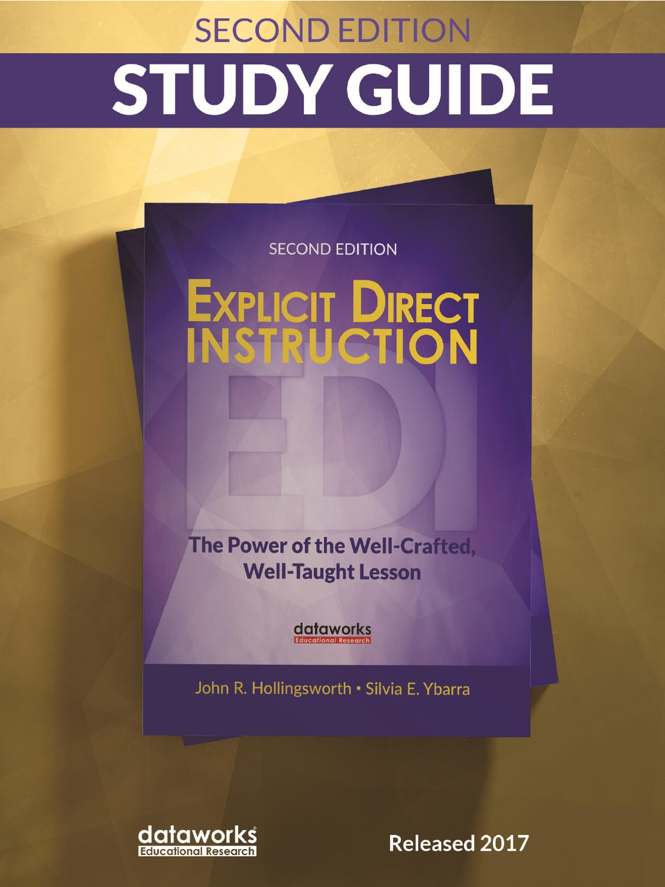SECOND EDITION

# STUDY GUIDE

SECOND EDITION

## EXPLICIT DIRECT INSTRUCTION

EDI

### The Power of the Well-Crafted, Well-Taught Lesson

dataworks
Educational Research

John R. Hollingsworth • Silvia E. Ybarra

dataworks
Educational Research

**Released 2017**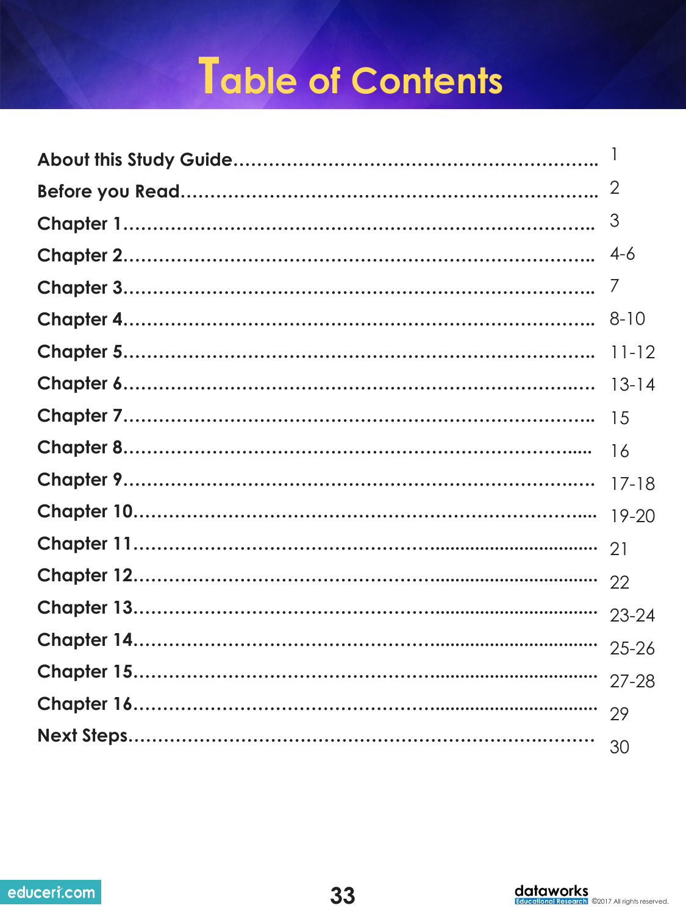# Table of Contents

| | |
|---|---|
| **About this Study Guide** | 1 |
| **Before you Read** | 2 |
| **Chapter 1** | 3 |
| **Chapter 2** | 4-6 |
| **Chapter 3** | 7 |
| **Chapter 4** | 8-10 |
| **Chapter 5** | 11-12 |
| **Chapter 6** | 13-14 |
| **Chapter 7** | 15 |
| **Chapter 8** | 16 |
| **Chapter 9** | 17-18 |
| **Chapter 10** | 19-20 |
| **Chapter 11** | 21 |
| **Chapter 12** | 22 |
| **Chapter 13** | 23-24 |
| **Chapter 14** | 25-26 |
| **Chapter 15** | 27-28 |
| **Chapter 16** | 29 |
| **Next Steps** | 30 |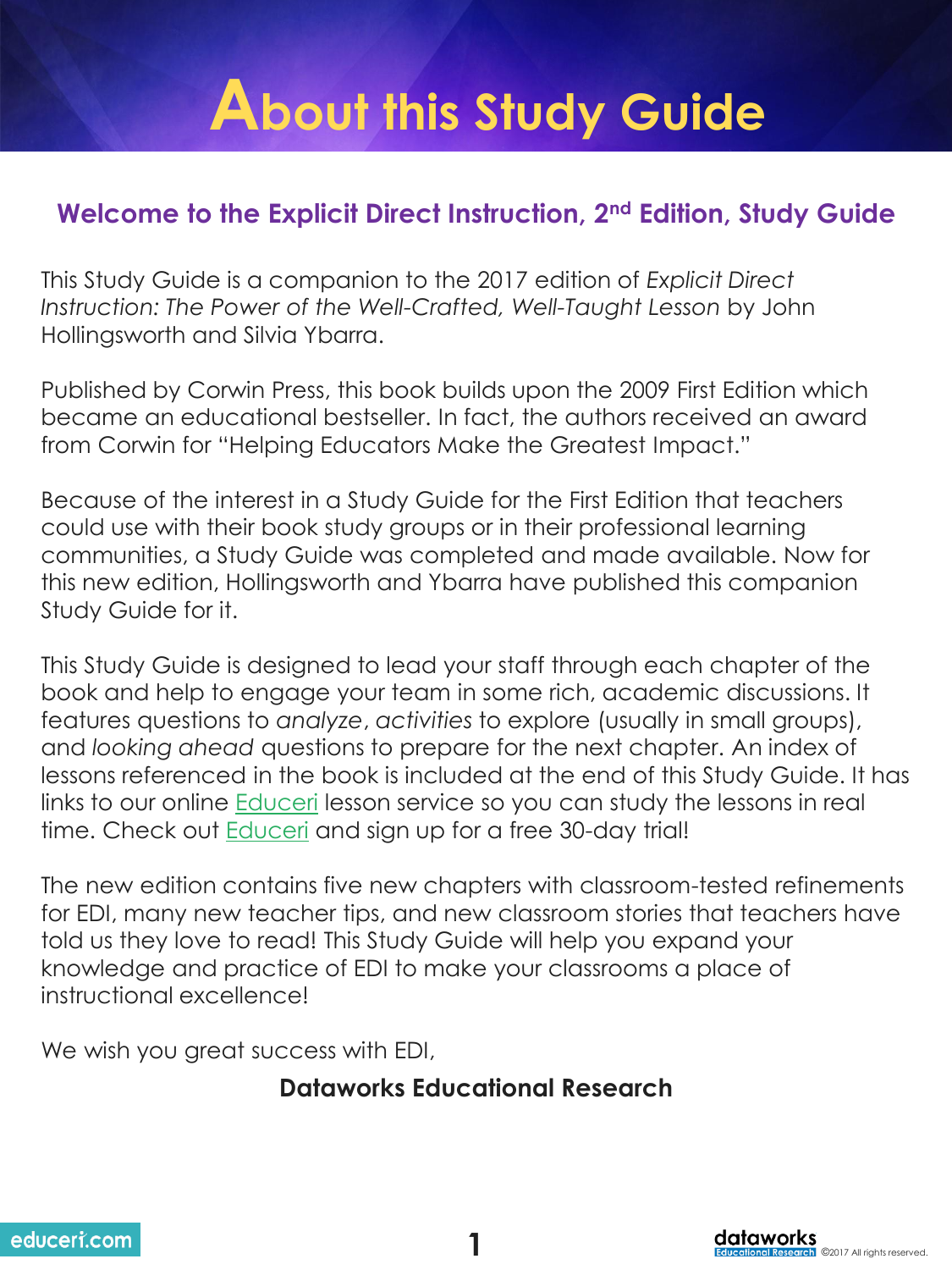# About this Study Guide

## Welcome to the Explicit Direct Instruction, 2nd Edition, Study Guide

This Study Guide is a companion to the 2017 edition of *Explicit Direct Instruction: The Power of the Well-Crafted, Well-Taught Lesson* by John Hollingsworth and Silvia Ybarra.

Published by Corwin Press, this book builds upon the 2009 First Edition which became an educational bestseller. In fact, the authors received an award from Corwin for "Helping Educators Make the Greatest Impact."

Because of the interest in a Study Guide for the First Edition that teachers could use with their book study groups or in their professional learning communities, a Study Guide was completed and made available. Now for this new edition, Hollingsworth and Ybarra have published this companion Study Guide for it.

This Study Guide is designed to lead your staff through each chapter of the book and help to engage your team in some rich, academic discussions. It features questions to *analyze*, *activities* to explore (usually in small groups), and *looking ahead* questions to prepare for the next chapter. An index of lessons referenced in the book is included at the end of this Study Guide. It has links to our online Educeri lesson service so you can study the lessons in real time. Check out Educeri and sign up for a free 30-day trial!

The new edition contains five new chapters with classroom-tested refinements for EDI, many new teacher tips, and new classroom stories that teachers have told us they love to read! This Study Guide will help you expand your knowledge and practice of EDI to make your classrooms a place of instructional excellence!

We wish you great success with EDI,

**Dataworks Educational Research**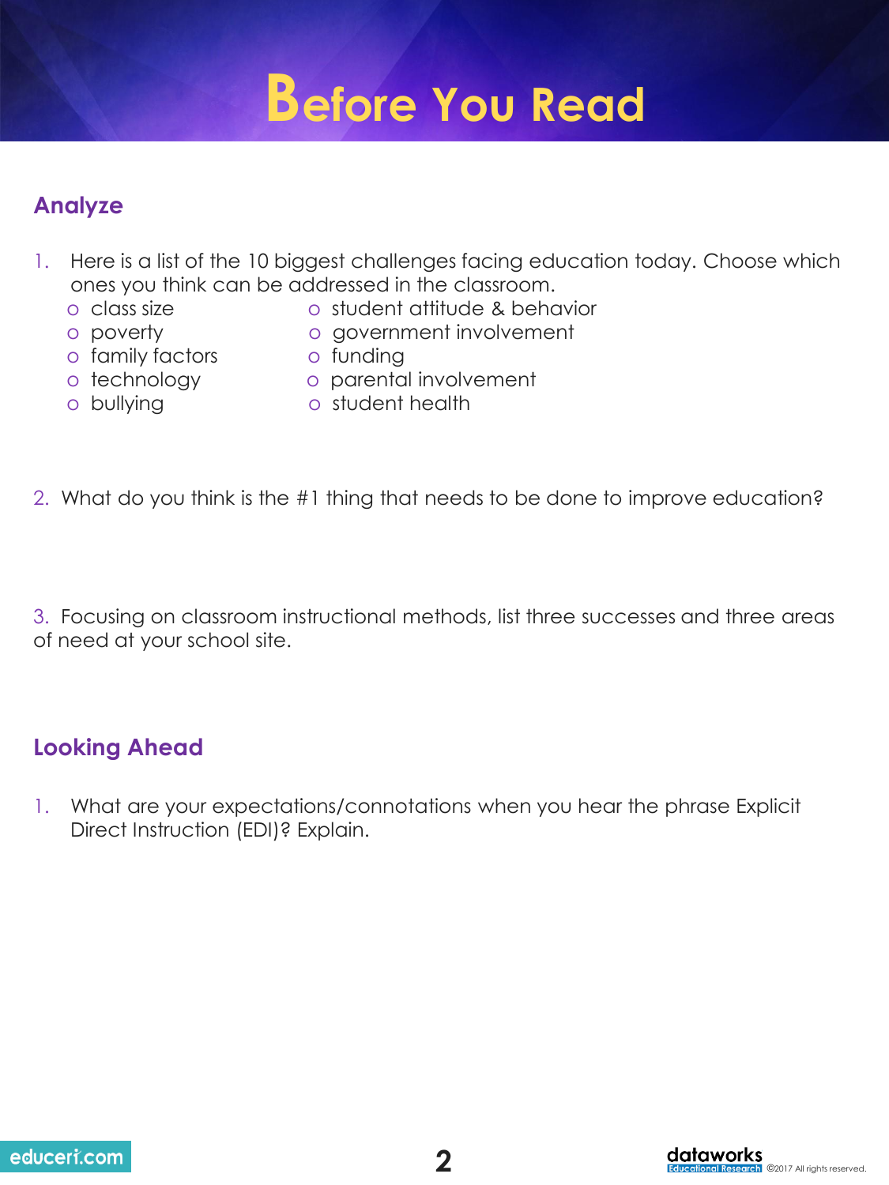# Before You Read

## Analyze

1. Here is a list of the 10 biggest challenges facing education today. Choose which ones you think can be addressed in the classroom.
   - class size
   - poverty
   - family factors
   - technology
   - bullying
   - student attitude & behavior
   - government involvement
   - funding
   - parental involvement
   - student health

2. What do you think is the #1 thing that needs to be done to improve education?

3. Focusing on classroom instructional methods, list three successes and three areas of need at your school site.

## Looking Ahead

1. What are your expectations/connotations when you hear the phrase Explicit Direct Instruction (EDI)? Explain.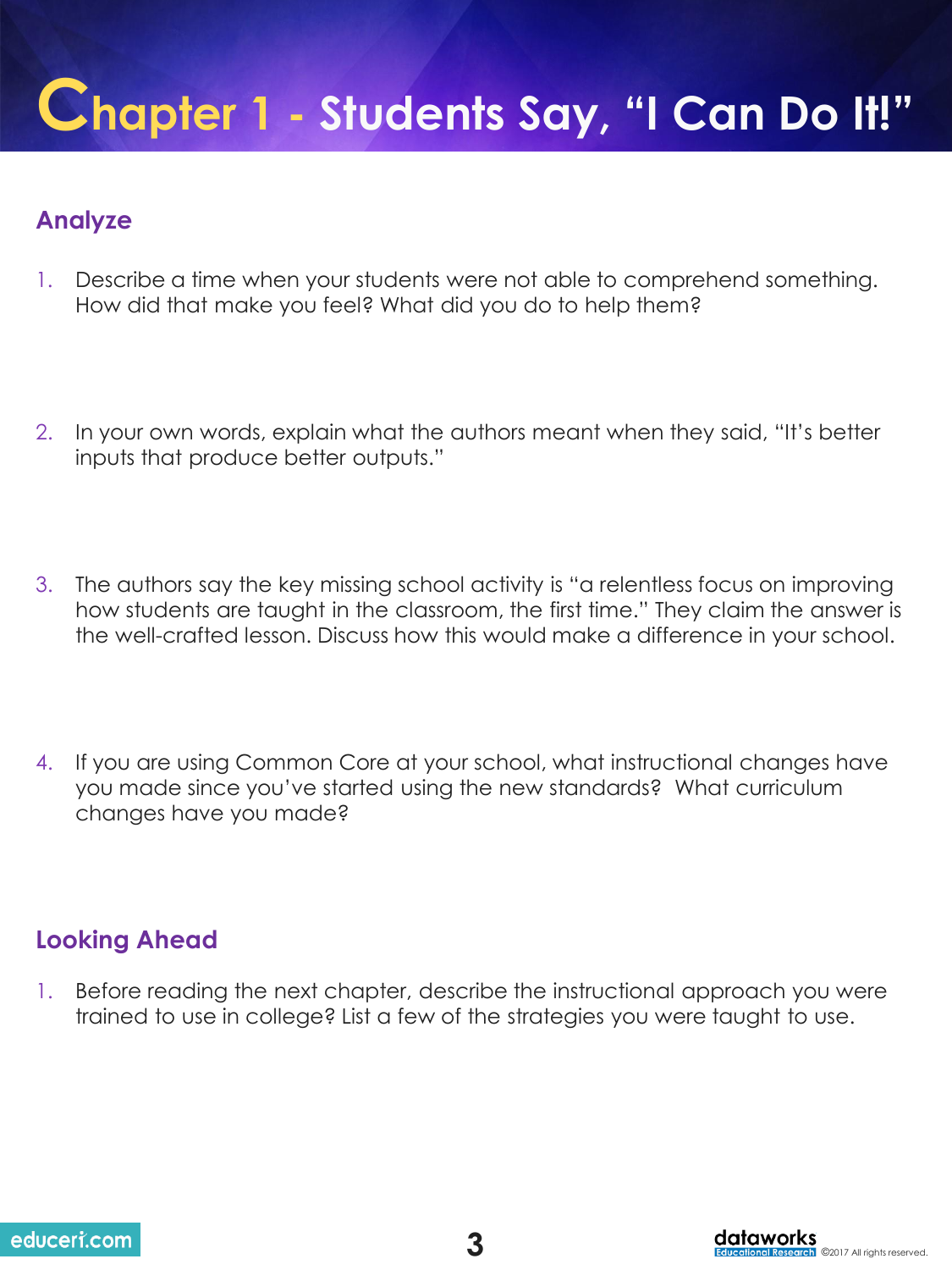# Chapter 1 - Students Say, "I Can Do It!"

## Analyze

1. Describe a time when your students were not able to comprehend something. How did that make you feel? What did you do to help them?

2. In your own words, explain what the authors meant when they said, "It's better inputs that produce better outputs."

3. The authors say the key missing school activity is "a relentless focus on improving how students are taught in the classroom, the first time." They claim the answer is the well-crafted lesson. Discuss how this would make a difference in your school.

4. If you are using Common Core at your school, what instructional changes have you made since you've started using the new standards? What curriculum changes have you made?

## Looking Ahead

1. Before reading the next chapter, describe the instructional approach you were trained to use in college? List a few of the strategies you were taught to use.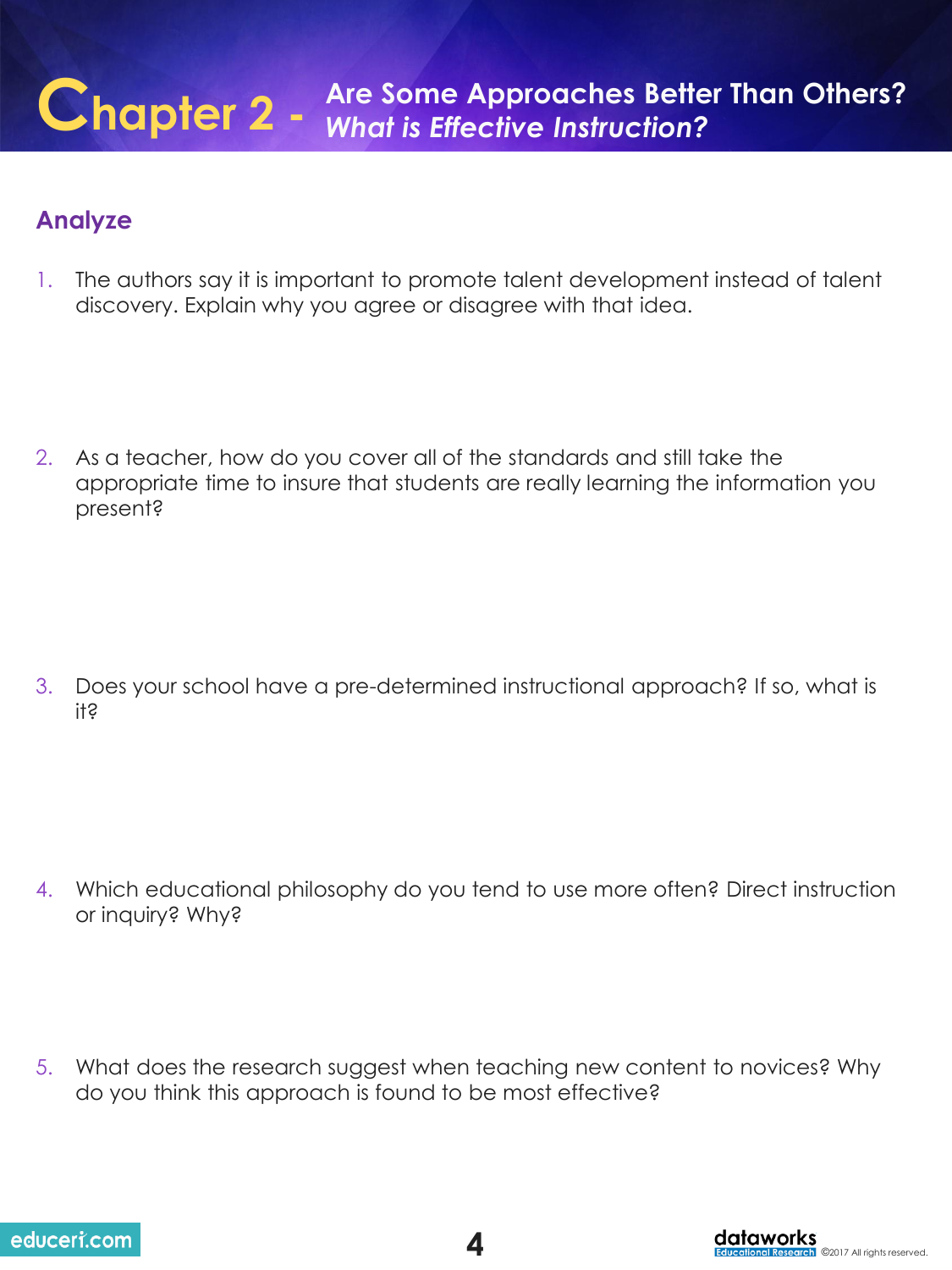# Chapter 2 - Are Some Approaches Better Than Others? *What is Effective Instruction?*

## Analyze

1. The authors say it is important to promote talent development instead of talent discovery. Explain why you agree or disagree with that idea.

2. As a teacher, how do you cover all of the standards and still take the appropriate time to insure that students are really learning the information you present?

3. Does your school have a pre-determined instructional approach? If so, what is it?

4. Which educational philosophy do you tend to use more often? Direct instruction or inquiry? Why?

5. What does the research suggest when teaching new content to novices? Why do you think this approach is found to be most effective?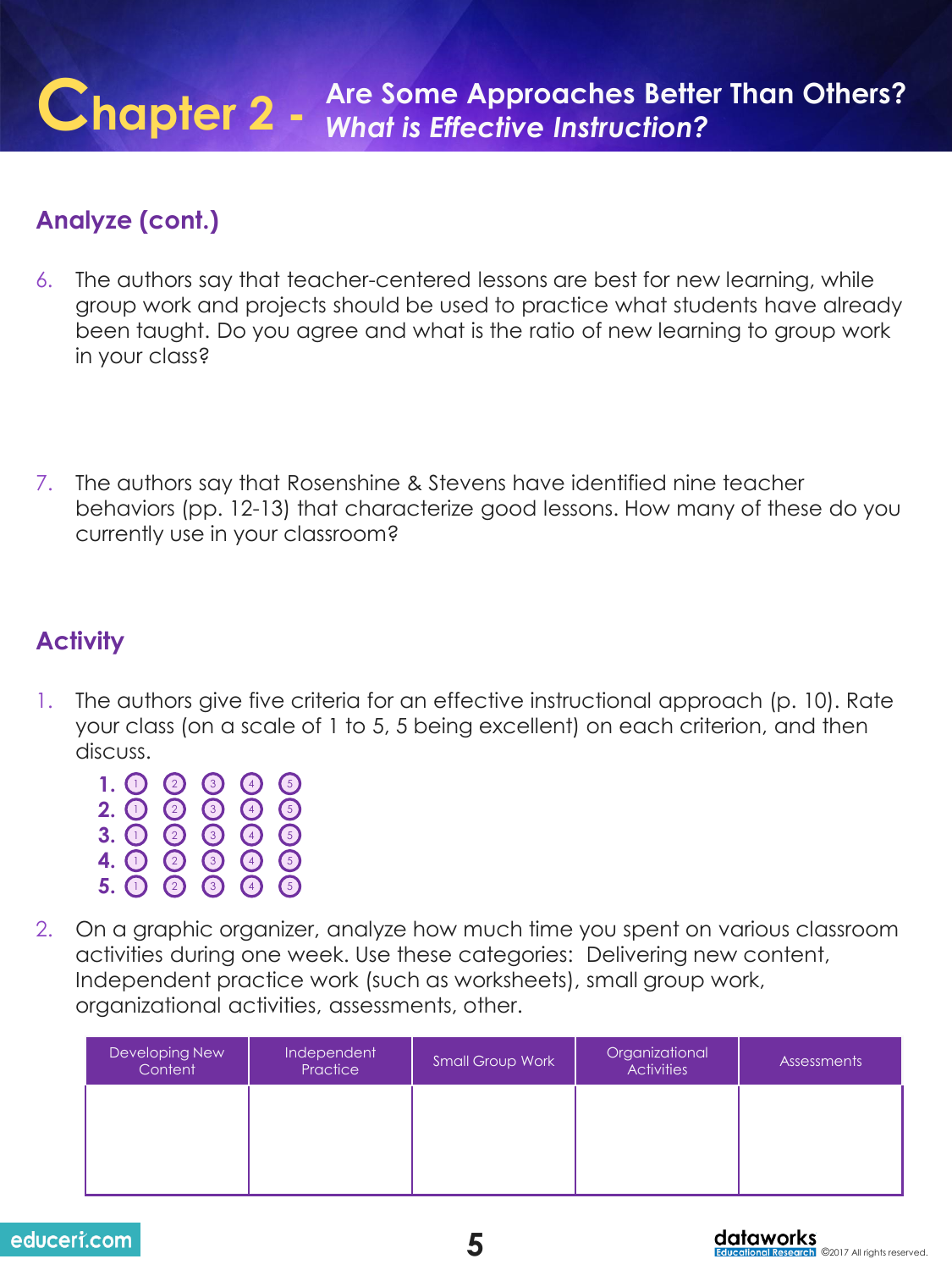# Chapter 2 - Are Some Approaches Better Than Others? *What is Effective Instruction?*

## Analyze (cont.)

6. The authors say that teacher-centered lessons are best for new learning, while group work and projects should be used to practice what students have already been taught. Do you agree and what is the ratio of new learning to group work in your class?

7. The authors say that Rosenshine & Stevens have identified nine teacher behaviors (pp. 12-13) that characterize good lessons. How many of these do you currently use in your classroom?

## Activity

1. The authors give five criteria for an effective instructional approach (p. 10). Rate your class (on a scale of 1 to 5, 5 being excellent) on each criterion, and then discuss.

   **1.** ① ② ③ ④ ⑤
   **2.** ① ② ③ ④ ⑤
   **3.** ① ② ③ ④ ⑤
   **4.** ① ② ③ ④ ⑤
   **5.** ① ② ③ ④ ⑤

2. On a graphic organizer, analyze how much time you spent on various classroom activities during one week. Use these categories: Delivering new content, Independent practice work (such as worksheets), small group work, organizational activities, assessments, other.

| Developing New Content | Independent Practice | Small Group Work | Organizational Activities | Assessments |
|---|---|---|---|---|
| | | | | |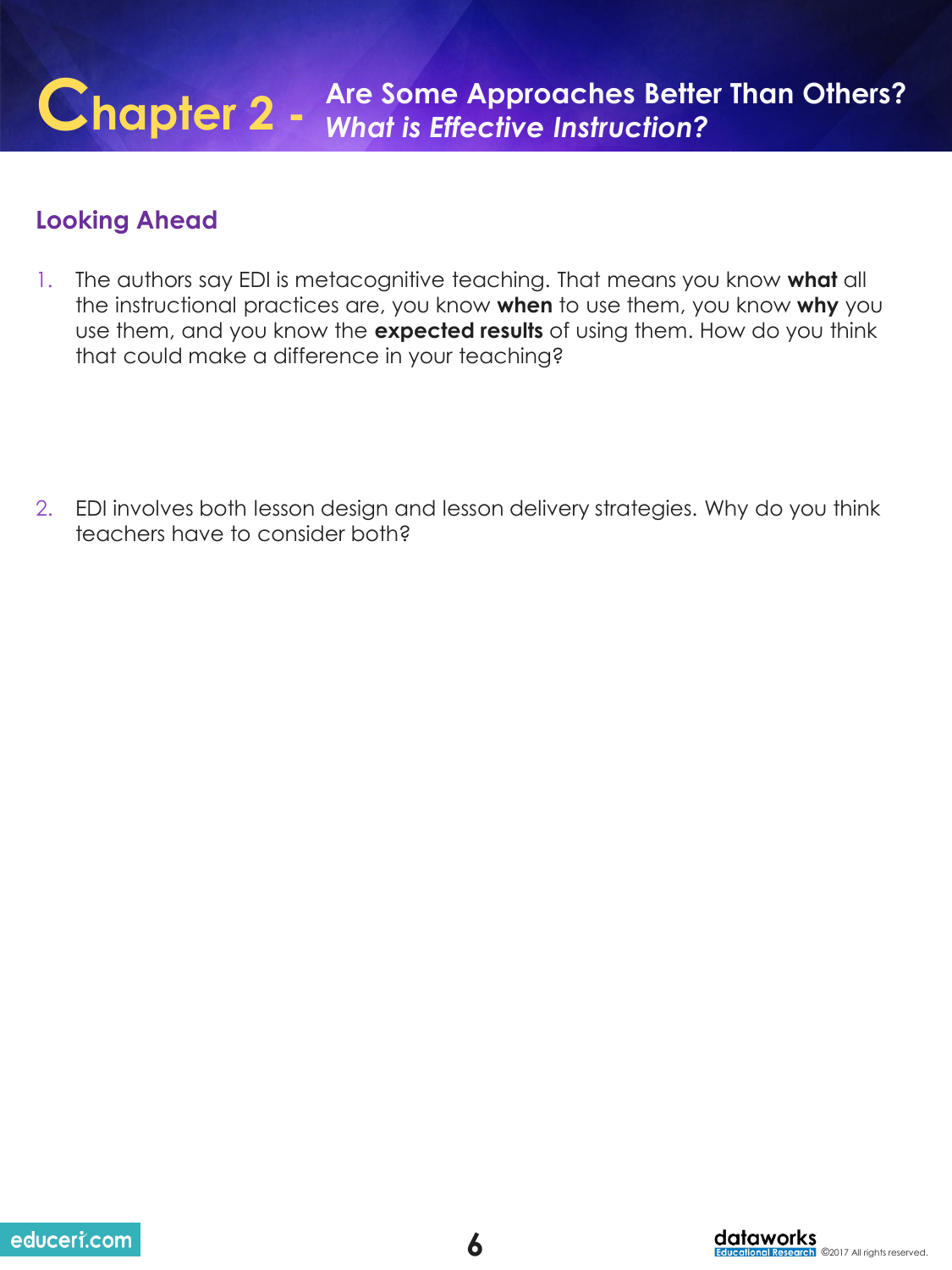# Chapter 2 - Are Some Approaches Better Than Others? *What is Effective Instruction?*

## Looking Ahead

1. The authors say EDI is metacognitive teaching. That means you know **what** all the instructional practices are, you know **when** to use them, you know **why** you use them, and you know the **expected results** of using them. How do you think that could make a difference in your teaching?

2. EDI involves both lesson design and lesson delivery strategies. Why do you think teachers have to consider both?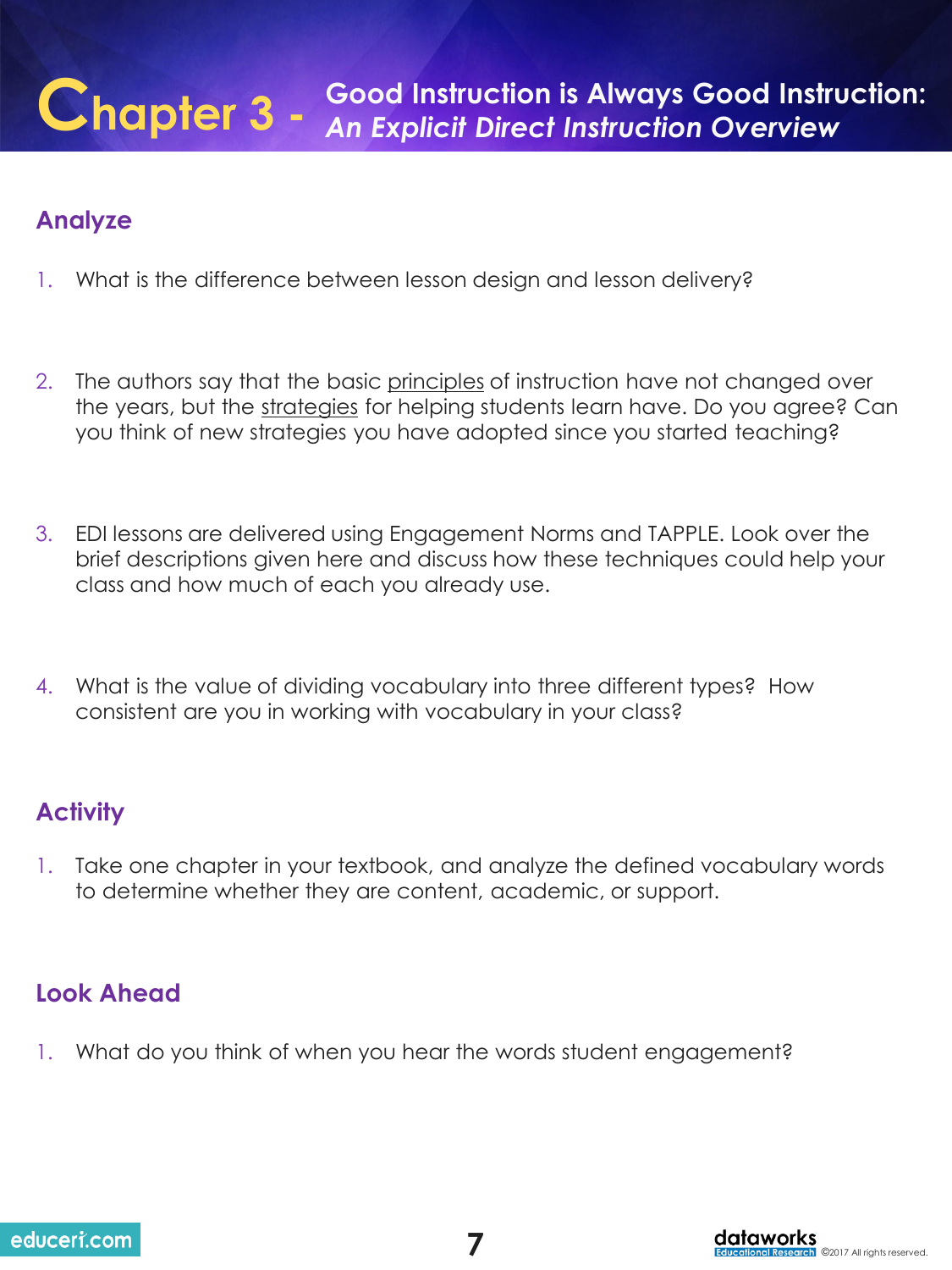# Chapter 3 - Good Instruction is Always Good Instruction: *An Explicit Direct Instruction Overview*

## Analyze

1. What is the difference between lesson design and lesson delivery?

2. The authors say that the basic <u>principles</u> of instruction have not changed over the years, but the <u>strategies</u> for helping students learn have. Do you agree? Can you think of new strategies you have adopted since you started teaching?

3. EDI lessons are delivered using Engagement Norms and TAPPLE. Look over the brief descriptions given here and discuss how these techniques could help your class and how much of each you already use.

4. What is the value of dividing vocabulary into three different types? How consistent are you in working with vocabulary in your class?

## Activity

1. Take one chapter in your textbook, and analyze the defined vocabulary words to determine whether they are content, academic, or support.

## Look Ahead

1. What do you think of when you hear the words student engagement?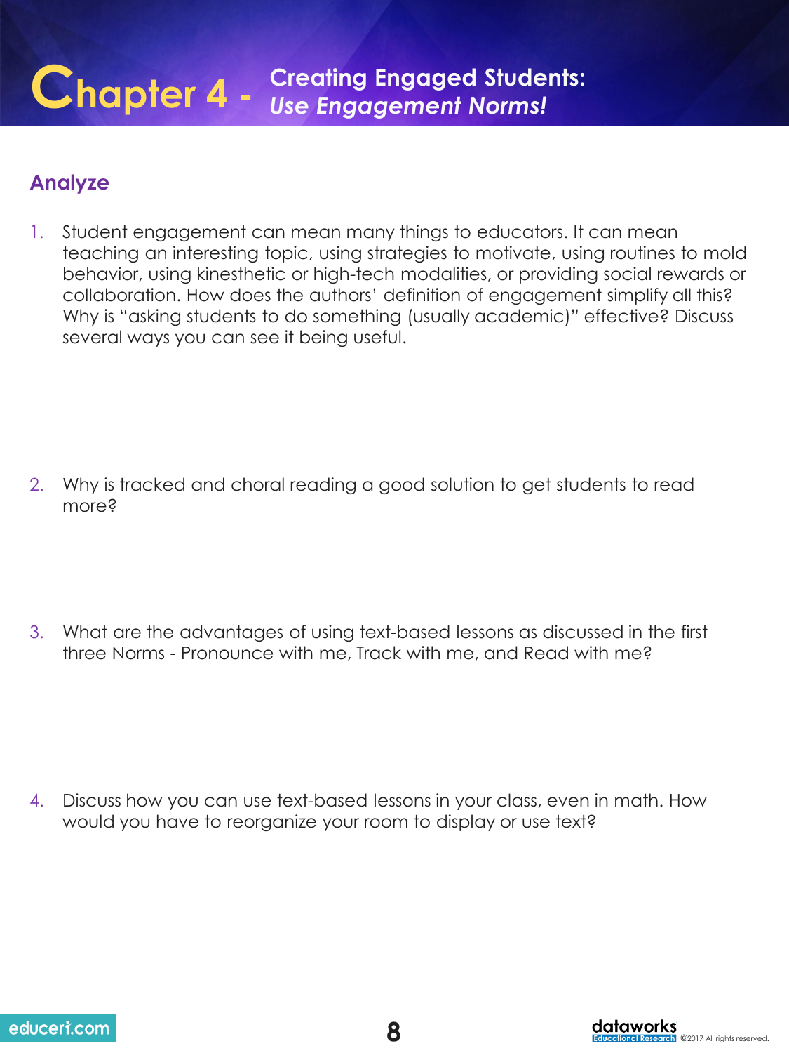# Chapter 4 - Creating Engaged Students: *Use Engagement Norms!*

## Analyze

1. Student engagement can mean many things to educators. It can mean teaching an interesting topic, using strategies to motivate, using routines to mold behavior, using kinesthetic or high-tech modalities, or providing social rewards or collaboration. How does the authors' definition of engagement simplify all this? Why is "asking students to do something (usually academic)" effective? Discuss several ways you can see it being useful.

2. Why is tracked and choral reading a good solution to get students to read more?

3. What are the advantages of using text-based lessons as discussed in the first three Norms - Pronounce with me, Track with me, and Read with me?

4. Discuss how you can use text-based lessons in your class, even in math. How would you have to reorganize your room to display or use text?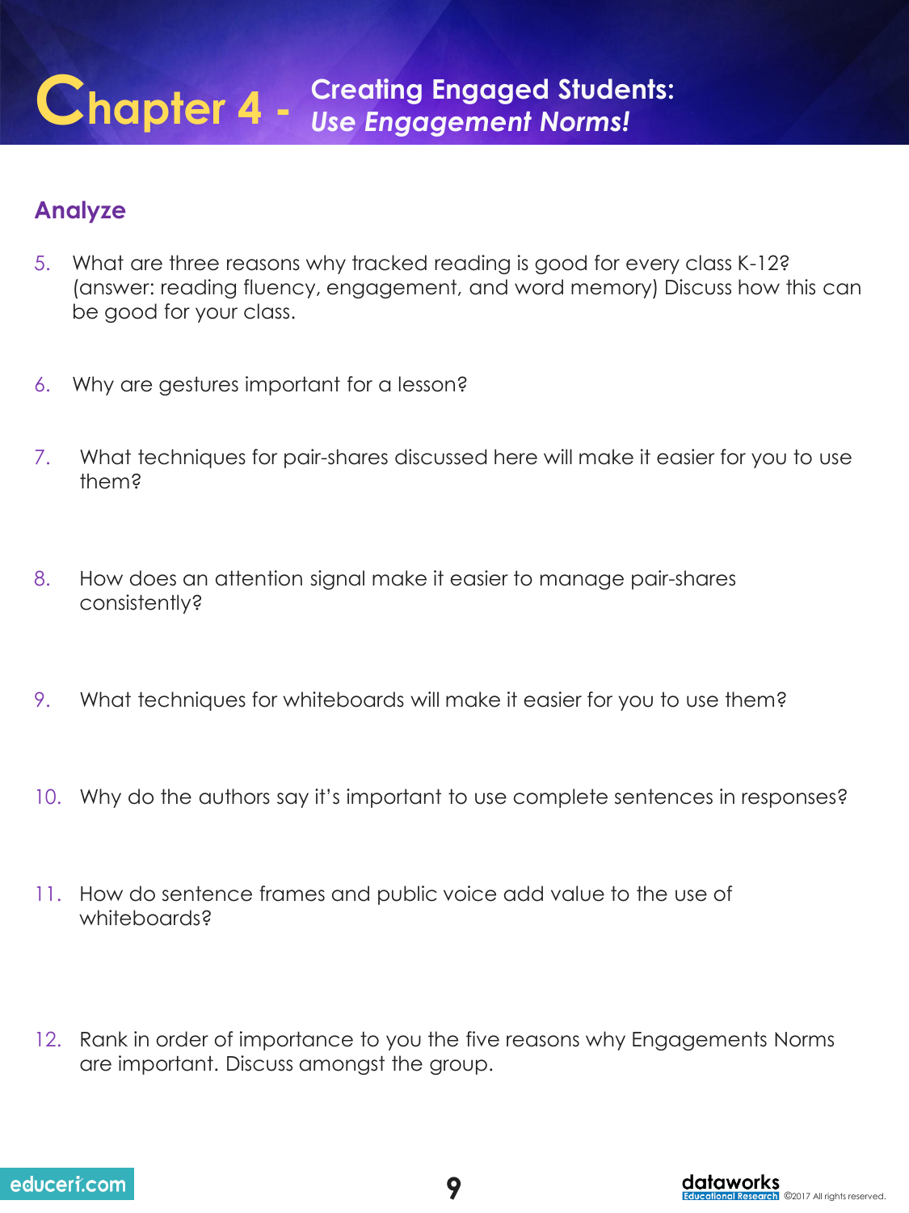# Chapter 4 - Creating Engaged Students: *Use Engagement Norms!*

## Analyze

5. What are three reasons why tracked reading is good for every class K-12? (answer: reading fluency, engagement, and word memory) Discuss how this can be good for your class.

6. Why are gestures important for a lesson?

7. What techniques for pair-shares discussed here will make it easier for you to use them?

8. How does an attention signal make it easier to manage pair-shares consistently?

9. What techniques for whiteboards will make it easier for you to use them?

10. Why do the authors say it's important to use complete sentences in responses?

11. How do sentence frames and public voice add value to the use of whiteboards?

12. Rank in order of importance to you the five reasons why Engagements Norms are important. Discuss amongst the group.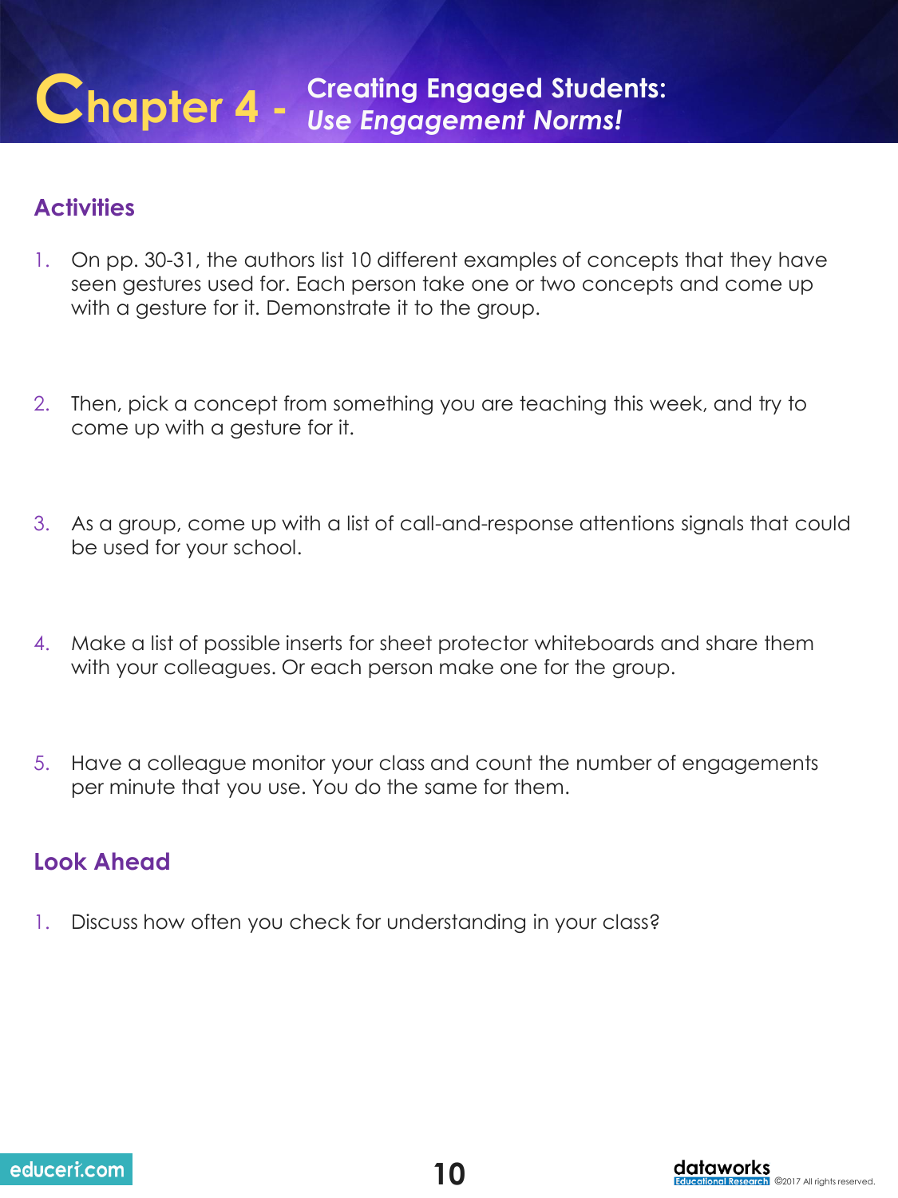# Chapter 4 - Creating Engaged Students: *Use Engagement Norms!*

## Activities

1. On pp. 30-31, the authors list 10 different examples of concepts that they have seen gestures used for. Each person take one or two concepts and come up with a gesture for it. Demonstrate it to the group.

2. Then, pick a concept from something you are teaching this week, and try to come up with a gesture for it.

3. As a group, come up with a list of call-and-response attentions signals that could be used for your school.

4. Make a list of possible inserts for sheet protector whiteboards and share them with your colleagues. Or each person make one for the group.

5. Have a colleague monitor your class and count the number of engagements per minute that you use. You do the same for them.

## Look Ahead

1. Discuss how often you check for understanding in your class?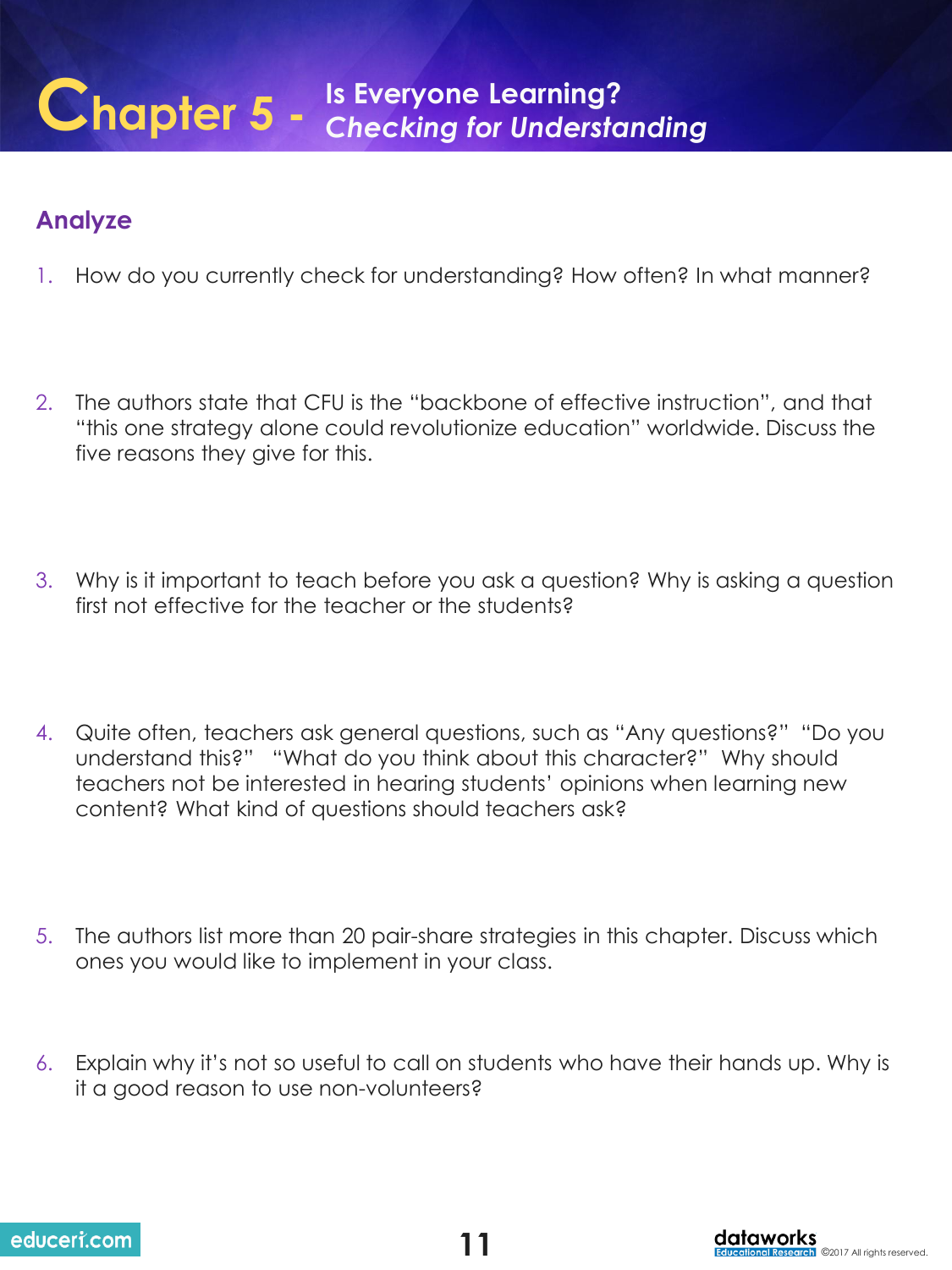# Chapter 5 - Is Everyone Learning? *Checking for Understanding*

## Analyze

1. How do you currently check for understanding? How often? In what manner?

2. The authors state that CFU is the "backbone of effective instruction", and that "this one strategy alone could revolutionize education" worldwide. Discuss the five reasons they give for this.

3. Why is it important to teach before you ask a question? Why is asking a question first not effective for the teacher or the students?

4. Quite often, teachers ask general questions, such as "Any questions?" "Do you understand this?" "What do you think about this character?" Why should teachers not be interested in hearing students' opinions when learning new content? What kind of questions should teachers ask?

5. The authors list more than 20 pair-share strategies in this chapter. Discuss which ones you would like to implement in your class.

6. Explain why it's not so useful to call on students who have their hands up. Why is it a good reason to use non-volunteers?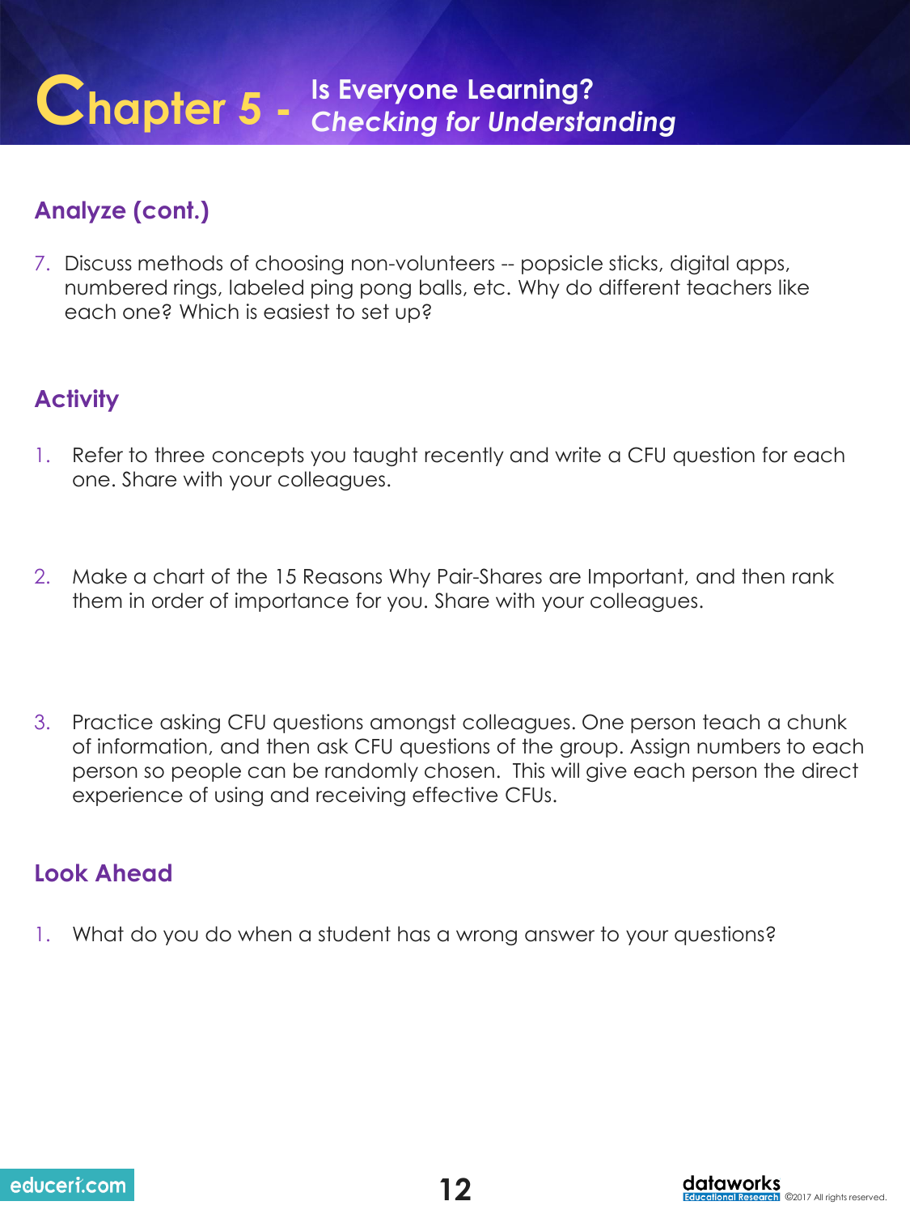# Chapter 5 - Is Everyone Learning? *Checking for Understanding*

## Analyze (cont.)

7. Discuss methods of choosing non-volunteers -- popsicle sticks, digital apps, numbered rings, labeled ping pong balls, etc. Why do different teachers like each one? Which is easiest to set up?

## Activity

1. Refer to three concepts you taught recently and write a CFU question for each one. Share with your colleagues.

2. Make a chart of the 15 Reasons Why Pair-Shares are Important, and then rank them in order of importance for you. Share with your colleagues.

3. Practice asking CFU questions amongst colleagues. One person teach a chunk of information, and then ask CFU questions of the group. Assign numbers to each person so people can be randomly chosen. This will give each person the direct experience of using and receiving effective CFUs.

## Look Ahead

1. What do you do when a student has a wrong answer to your questions?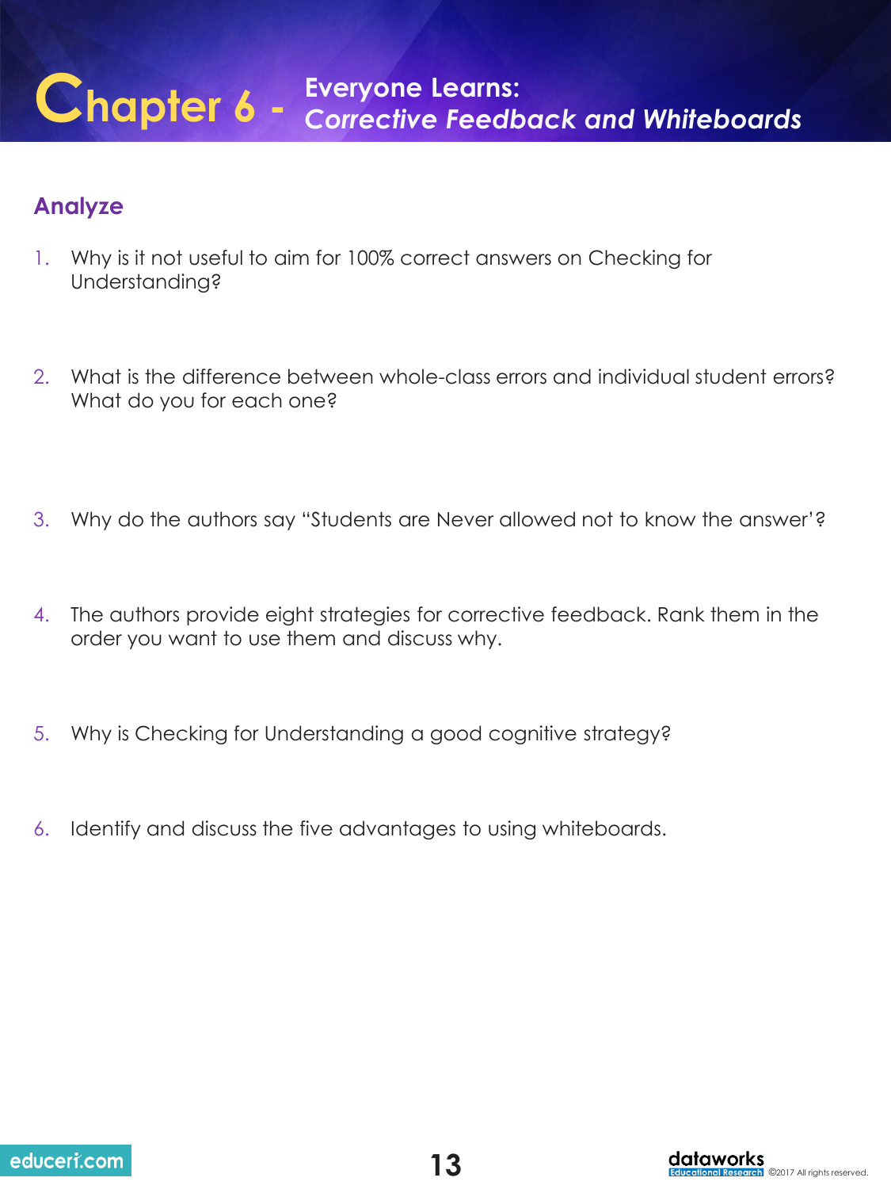# Chapter 6 - Everyone Learns: *Corrective Feedback and Whiteboards*

## Analyze

1. Why is it not useful to aim for 100% correct answers on Checking for Understanding?

2. What is the difference between whole-class errors and individual student errors? What do you for each one?

3. Why do the authors say "Students are Never allowed not to know the answer'?

4. The authors provide eight strategies for corrective feedback. Rank them in the order you want to use them and discuss why.

5. Why is Checking for Understanding a good cognitive strategy?

6. Identify and discuss the five advantages to using whiteboards.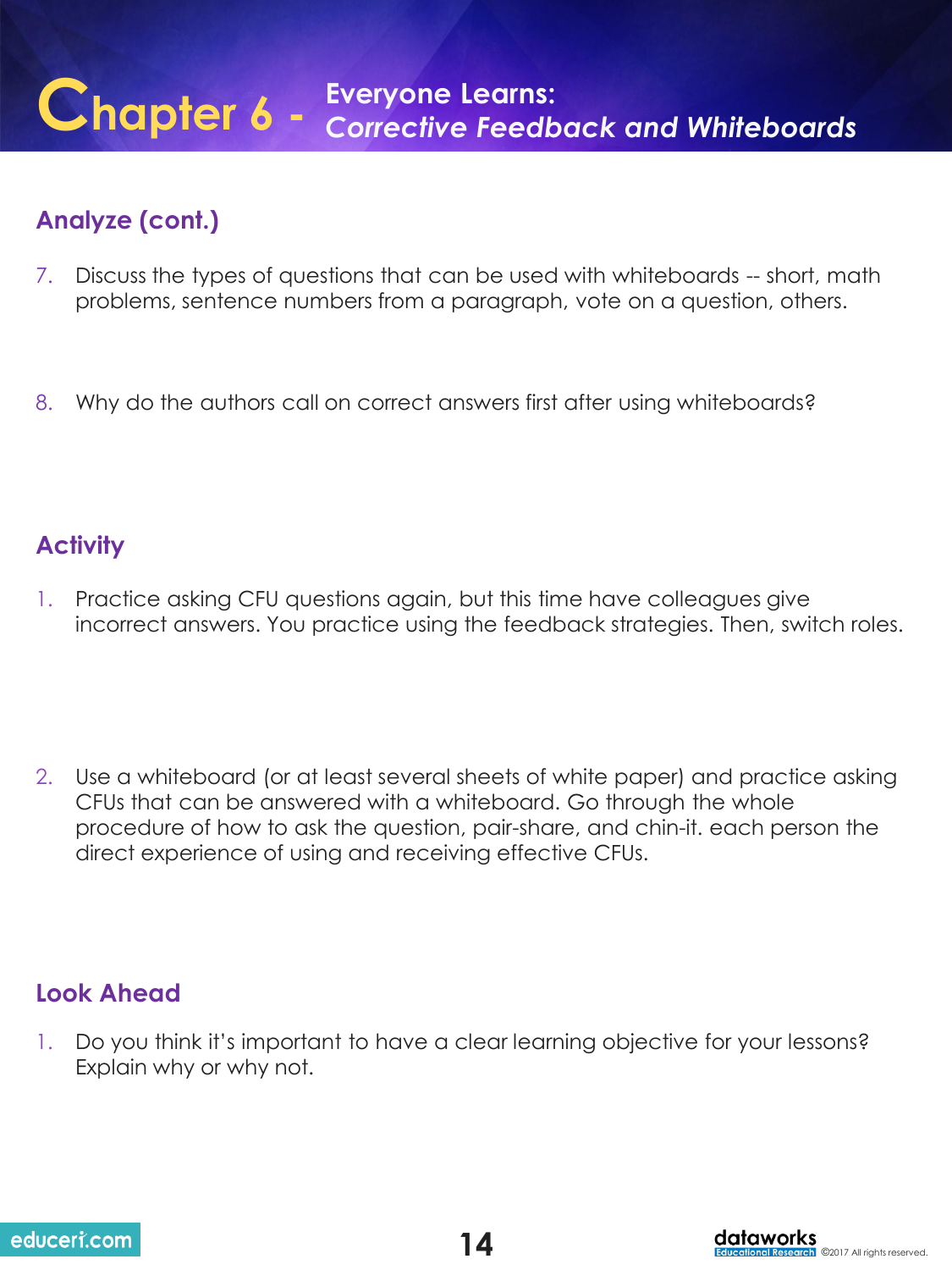# Chapter 6 - Everyone Learns: *Corrective Feedback and Whiteboards*

## Analyze (cont.)

7. Discuss the types of questions that can be used with whiteboards -- short, math problems, sentence numbers from a paragraph, vote on a question, others.

8. Why do the authors call on correct answers first after using whiteboards?

## Activity

1. Practice asking CFU questions again, but this time have colleagues give incorrect answers. You practice using the feedback strategies. Then, switch roles.

2. Use a whiteboard (or at least several sheets of white paper) and practice asking CFUs that can be answered with a whiteboard. Go through the whole procedure of how to ask the question, pair-share, and chin-it. each person the direct experience of using and receiving effective CFUs.

## Look Ahead

1. Do you think it's important to have a clear learning objective for your lessons? Explain why or why not.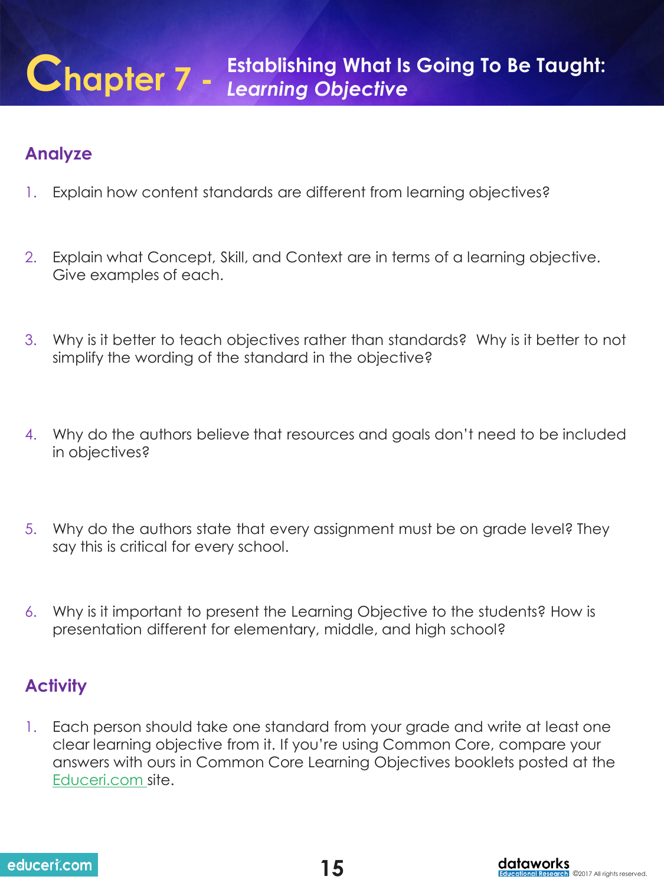# Chapter 7 - Establishing What Is Going To Be Taught: *Learning Objective*

## Analyze

1. Explain how content standards are different from learning objectives?

2. Explain what Concept, Skill, and Context are in terms of a learning objective. Give examples of each.

3. Why is it better to teach objectives rather than standards? Why is it better to not simplify the wording of the standard in the objective?

4. Why do the authors believe that resources and goals don't need to be included in objectives?

5. Why do the authors state that every assignment must be on grade level? They say this is critical for every school.

6. Why is it important to present the Learning Objective to the students? How is presentation different for elementary, middle, and high school?

## Activity

1. Each person should take one standard from your grade and write at least one clear learning objective from it. If you're using Common Core, compare your answers with ours in Common Core Learning Objectives booklets posted at the Educeri.com site.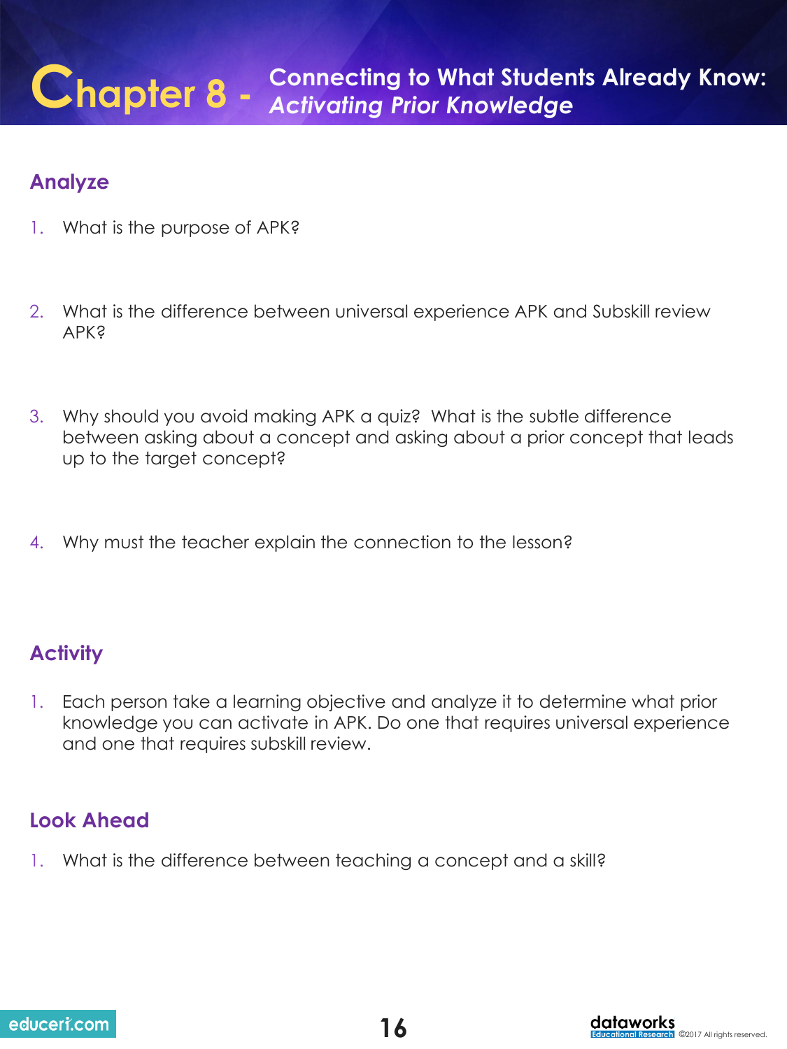# Chapter 8 - Connecting to What Students Already Know: *Activating Prior Knowledge*

## Analyze

1. What is the purpose of APK?

2. What is the difference between universal experience APK and Subskill review APK?

3. Why should you avoid making APK a quiz? What is the subtle difference between asking about a concept and asking about a prior concept that leads up to the target concept?

4. Why must the teacher explain the connection to the lesson?

## Activity

1. Each person take a learning objective and analyze it to determine what prior knowledge you can activate in APK. Do one that requires universal experience and one that requires subskill review.

## Look Ahead

1. What is the difference between teaching a concept and a skill?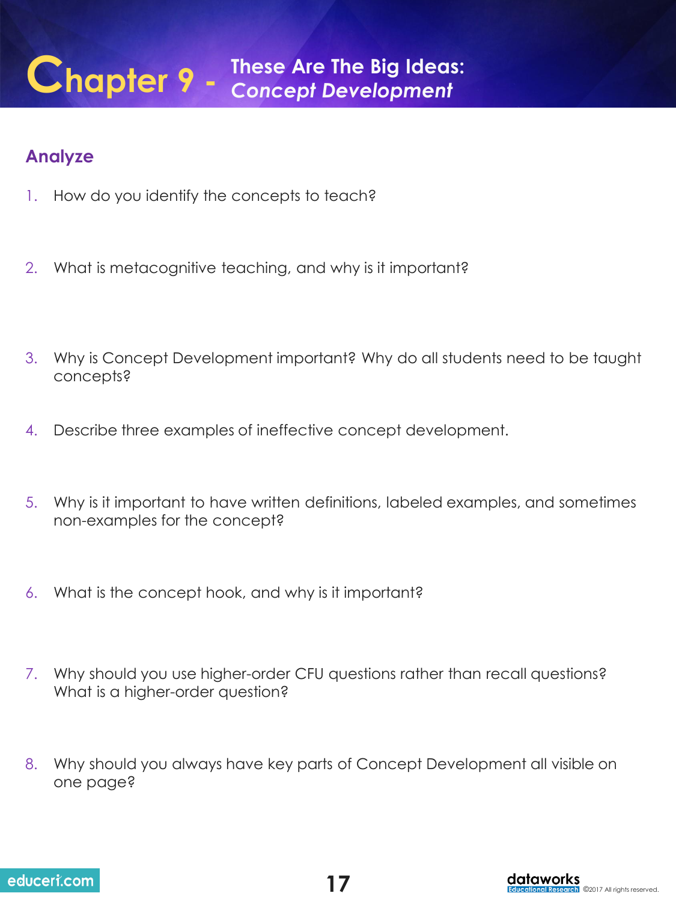# Chapter 9 - These Are The Big Ideas: *Concept Development*

## Analyze

1. How do you identify the concepts to teach?

2. What is metacognitive teaching, and why is it important?

3. Why is Concept Development important? Why do all students need to be taught concepts?

4. Describe three examples of ineffective concept development.

5. Why is it important to have written definitions, labeled examples, and sometimes non-examples for the concept?

6. What is the concept hook, and why is it important?

7. Why should you use higher-order CFU questions rather than recall questions? What is a higher-order question?

8. Why should you always have key parts of Concept Development all visible on one page?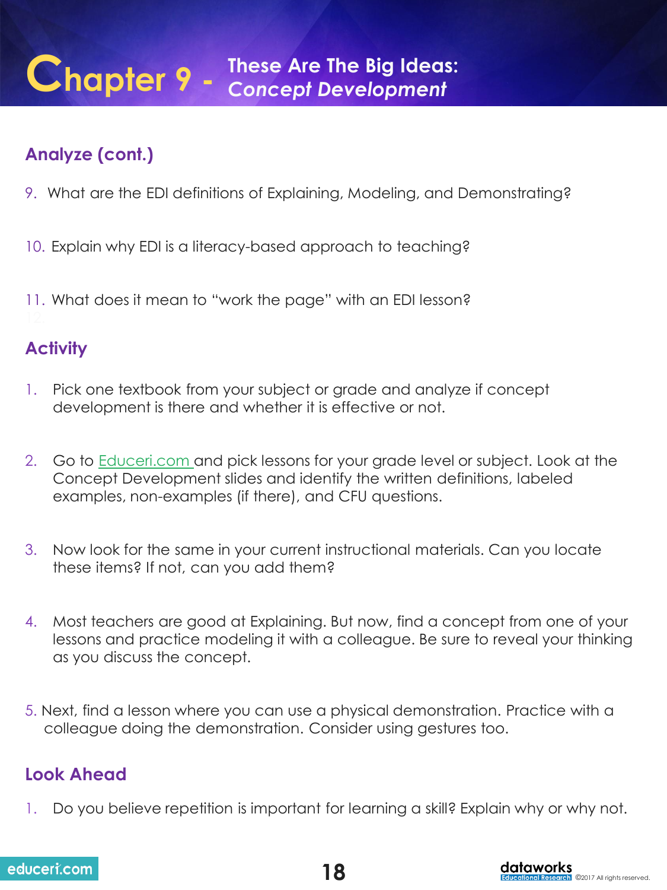# Chapter 9 - These Are The Big Ideas: *Concept Development*

## Analyze (cont.)

9. What are the EDI definitions of Explaining, Modeling, and Demonstrating?

10. Explain why EDI is a literacy-based approach to teaching?

11. What does it mean to "work the page" with an EDI lesson?

## Activity

1. Pick one textbook from your subject or grade and analyze if concept development is there and whether it is effective or not.

2. Go to Educeri.com and pick lessons for your grade level or subject. Look at the Concept Development slides and identify the written definitions, labeled examples, non-examples (if there), and CFU questions.

3. Now look for the same in your current instructional materials. Can you locate these items? If not, can you add them?

4. Most teachers are good at Explaining. But now, find a concept from one of your lessons and practice modeling it with a colleague. Be sure to reveal your thinking as you discuss the concept.

5. Next, find a lesson where you can use a physical demonstration. Practice with a colleague doing the demonstration. Consider using gestures too.

## Look Ahead

1. Do you believe repetition is important for learning a skill? Explain why or why not.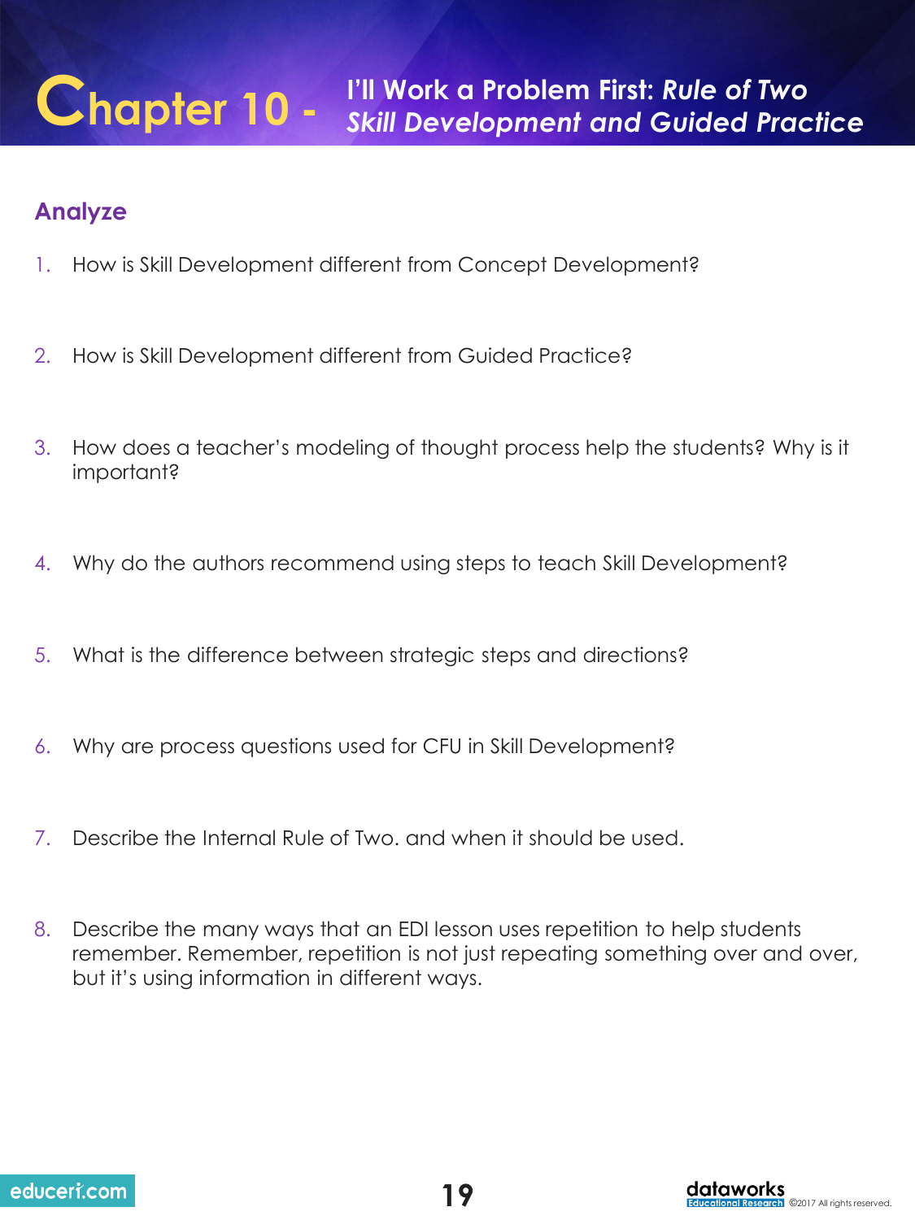# Chapter 10 - I'll Work a Problem First: *Rule of Two* *Skill Development and Guided Practice*

## Analyze

1. How is Skill Development different from Concept Development?

2. How is Skill Development different from Guided Practice?

3. How does a teacher's modeling of thought process help the students? Why is it important?

4. Why do the authors recommend using steps to teach Skill Development?

5. What is the difference between strategic steps and directions?

6. Why are process questions used for CFU in Skill Development?

7. Describe the Internal Rule of Two. and when it should be used.

8. Describe the many ways that an EDI lesson uses repetition to help students remember. Remember, repetition is not just repeating something over and over, but it's using information in different ways.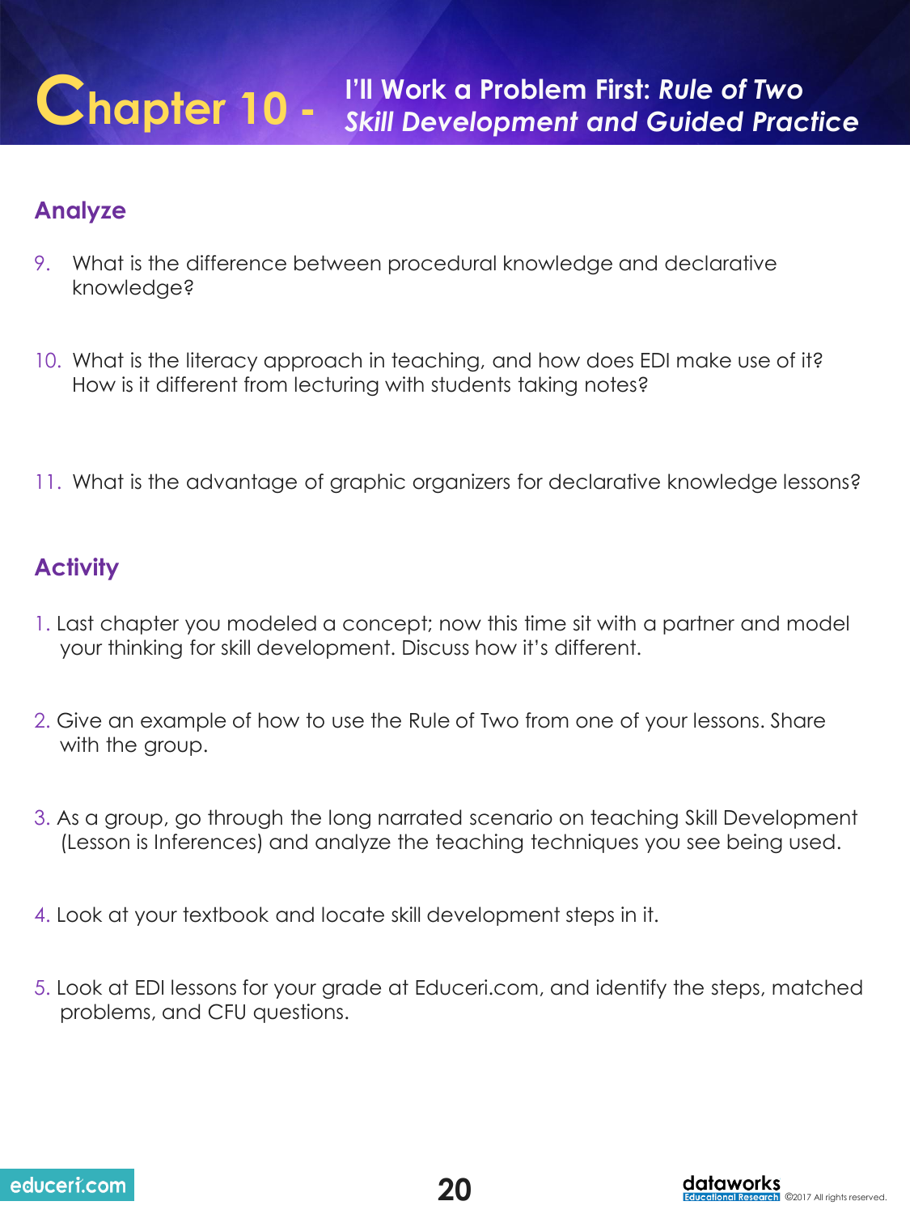# Chapter 10 - I'll Work a Problem First: *Rule of Two Skill Development and Guided Practice*

## Analyze

9. What is the difference between procedural knowledge and declarative knowledge?

10. What is the literacy approach in teaching, and how does EDI make use of it? How is it different from lecturing with students taking notes?

11. What is the advantage of graphic organizers for declarative knowledge lessons?

## Activity

1. Last chapter you modeled a concept; now this time sit with a partner and model your thinking for skill development. Discuss how it's different.

2. Give an example of how to use the Rule of Two from one of your lessons. Share with the group.

3. As a group, go through the long narrated scenario on teaching Skill Development (Lesson is Inferences) and analyze the teaching techniques you see being used.

4. Look at your textbook and locate skill development steps in it.

5. Look at EDI lessons for your grade at Educeri.com, and identify the steps, matched problems, and CFU questions.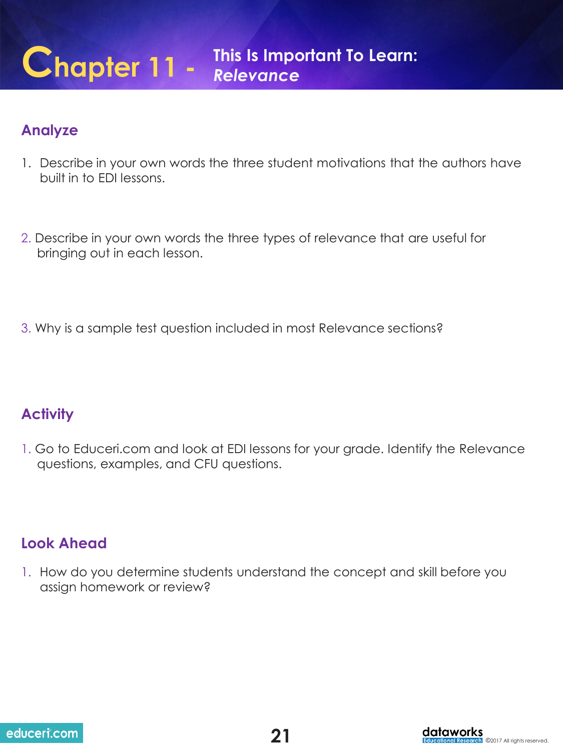# Chapter 11 - This Is Important To Learn: *Relevance*

## Analyze

1. Describe in your own words the three student motivations that the authors have built in to EDI lessons.

2. Describe in your own words the three types of relevance that are useful for bringing out in each lesson.

3. Why is a sample test question included in most Relevance sections?

## Activity

1. Go to Educeri.com and look at EDI lessons for your grade. Identify the Relevance questions, examples, and CFU questions.

## Look Ahead

1. How do you determine students understand the concept and skill before you assign homework or review?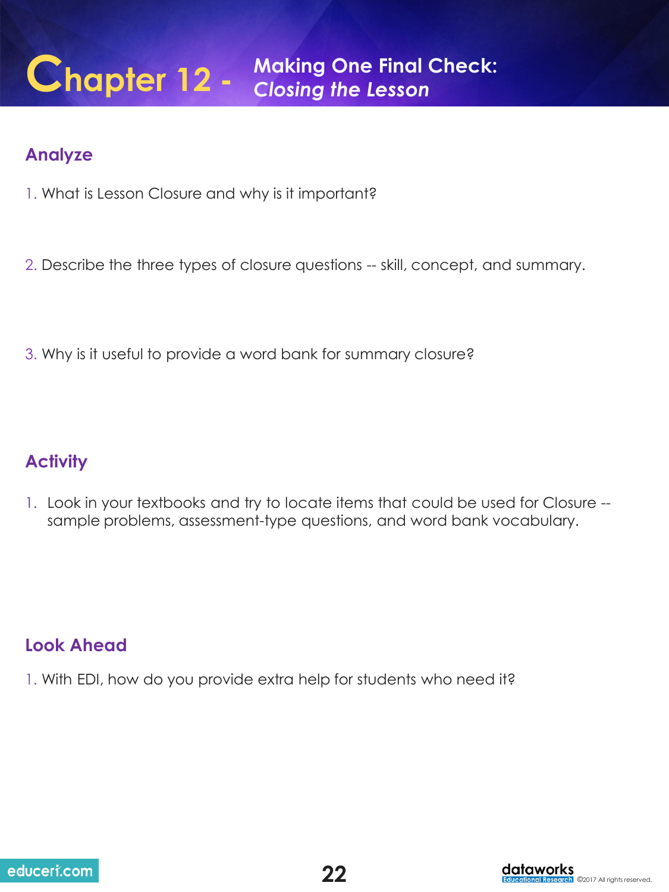# Chapter 12 - Making One Final Check: *Closing the Lesson*

## Analyze

1. What is Lesson Closure and why is it important?

2. Describe the three types of closure questions -- skill, concept, and summary.

3. Why is it useful to provide a word bank for summary closure?

## Activity

1. Look in your textbooks and try to locate items that could be used for Closure -- sample problems, assessment-type questions, and word bank vocabulary.

## Look Ahead

1. With EDI, how do you provide extra help for students who need it?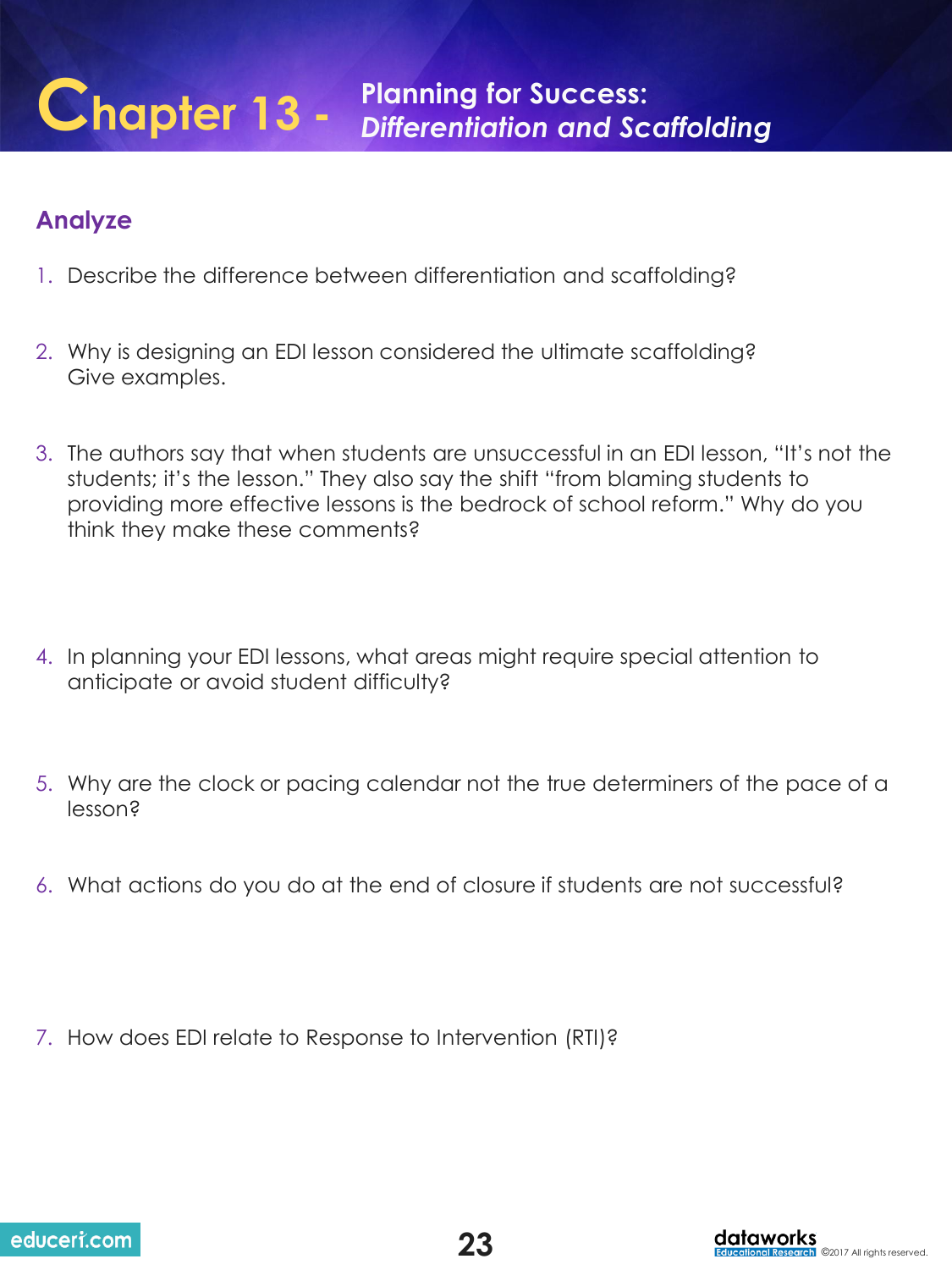# Chapter 13 - Planning for Success: *Differentiation and Scaffolding*

## Analyze

1. Describe the difference between differentiation and scaffolding?

2. Why is designing an EDI lesson considered the ultimate scaffolding? Give examples.

3. The authors say that when students are unsuccessful in an EDI lesson, "It's not the students; it's the lesson." They also say the shift "from blaming students to providing more effective lessons is the bedrock of school reform." Why do you think they make these comments?

4. In planning your EDI lessons, what areas might require special attention to anticipate or avoid student difficulty?

5. Why are the clock or pacing calendar not the true determiners of the pace of a lesson?

6. What actions do you do at the end of closure if students are not successful?

7. How does EDI relate to Response to Intervention (RTI)?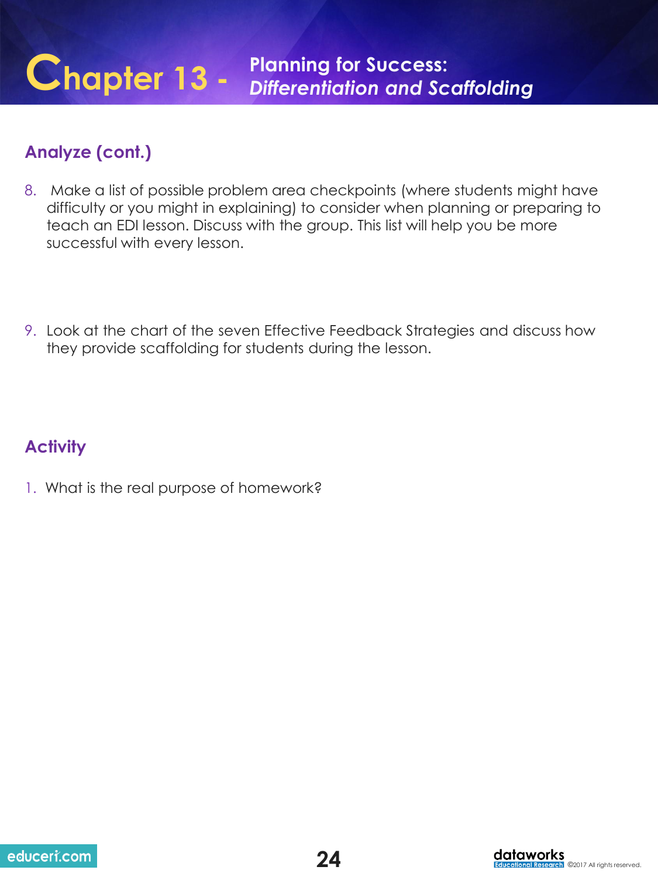# Chapter 13 - Planning for Success: *Differentiation and Scaffolding*

## Analyze (cont.)

8. Make a list of possible problem area checkpoints (where students might have difficulty or you might in explaining) to consider when planning or preparing to teach an EDI lesson. Discuss with the group. This list will help you be more successful with every lesson.

9. Look at the chart of the seven Effective Feedback Strategies and discuss how they provide scaffolding for students during the lesson.

## Activity

1. What is the real purpose of homework?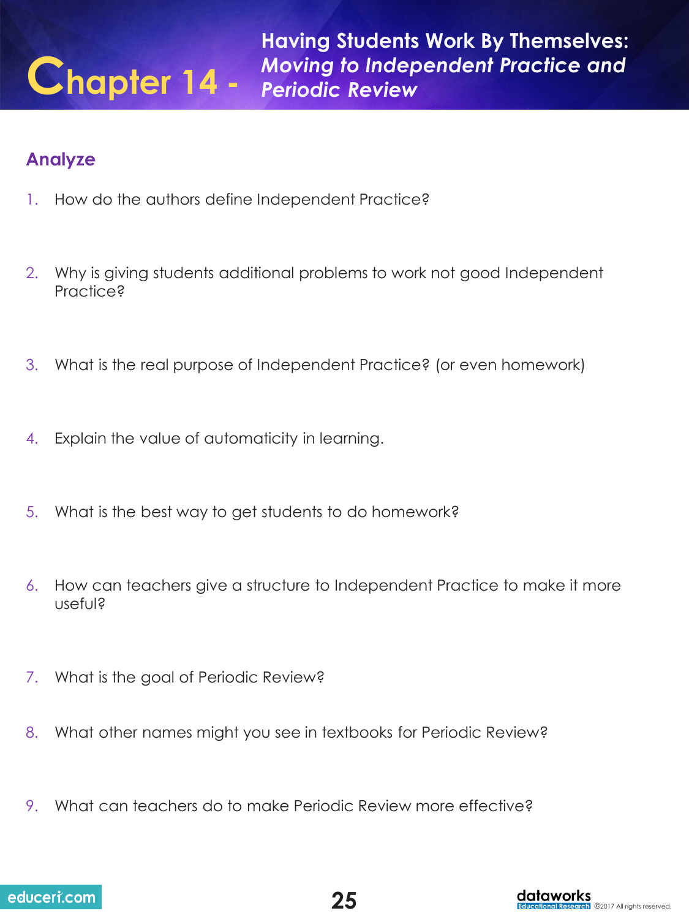# Chapter 14 - Having Students Work By Themselves: *Moving to Independent Practice and Periodic Review*

## Analyze

1. How do the authors define Independent Practice?

2. Why is giving students additional problems to work not good Independent Practice?

3. What is the real purpose of Independent Practice? (or even homework)

4. Explain the value of automaticity in learning.

5. What is the best way to get students to do homework?

6. How can teachers give a structure to Independent Practice to make it more useful?

7. What is the goal of Periodic Review?

8. What other names might you see in textbooks for Periodic Review?

9. What can teachers do to make Periodic Review more effective?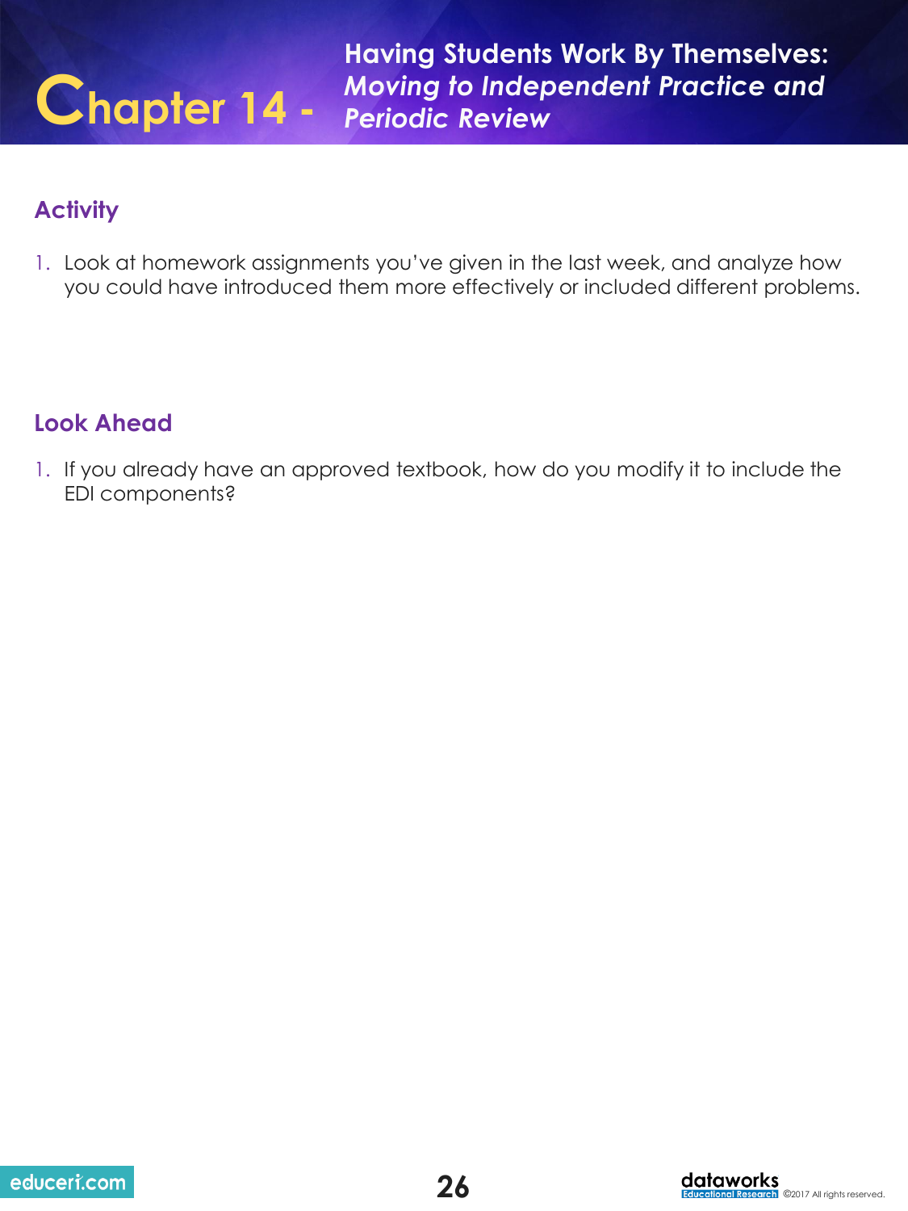# Chapter 14 - Having Students Work By Themselves: *Moving to Independent Practice and Periodic Review*

## Activity

1. Look at homework assignments you've given in the last week, and analyze how you could have introduced them more effectively or included different problems.

## Look Ahead

1. If you already have an approved textbook, how do you modify it to include the EDI components?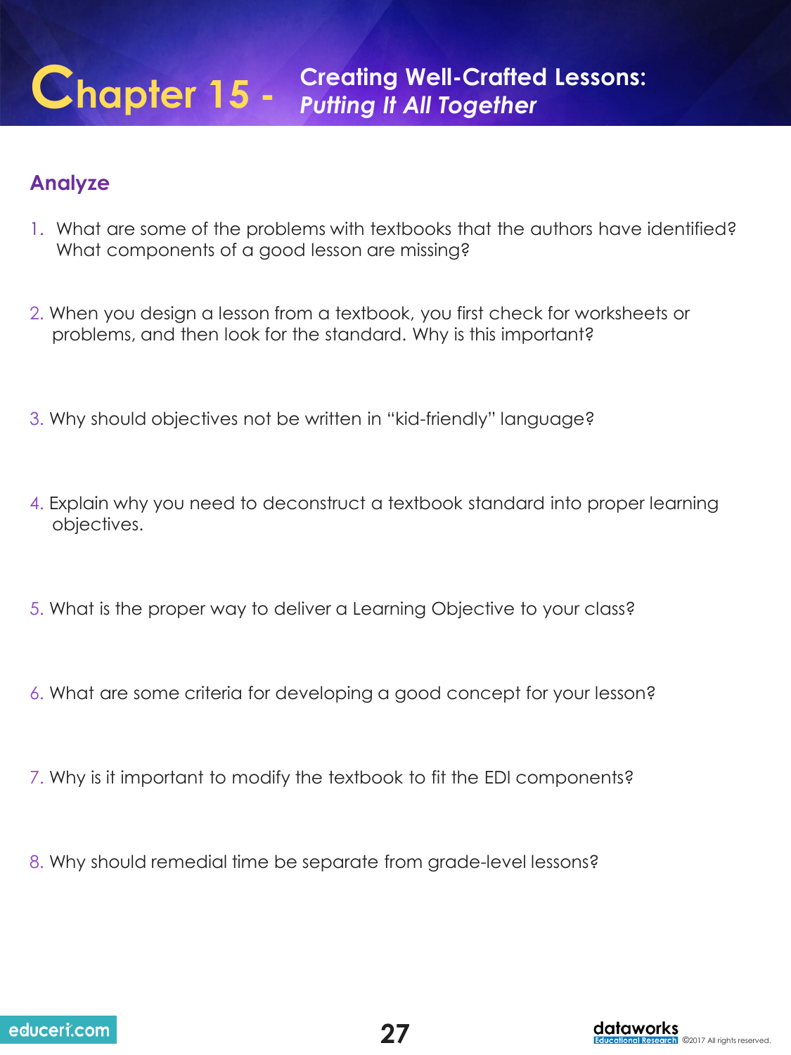# Chapter 15 - Creating Well-Crafted Lessons: *Putting It All Together*

## Analyze

1. What are some of the problems with textbooks that the authors have identified? What components of a good lesson are missing?

2. When you design a lesson from a textbook, you first check for worksheets or problems, and then look for the standard. Why is this important?

3. Why should objectives not be written in "kid-friendly" language?

4. Explain why you need to deconstruct a textbook standard into proper learning objectives.

5. What is the proper way to deliver a Learning Objective to your class?

6. What are some criteria for developing a good concept for your lesson?

7. Why is it important to modify the textbook to fit the EDI components?

8. Why should remedial time be separate from grade-level lessons?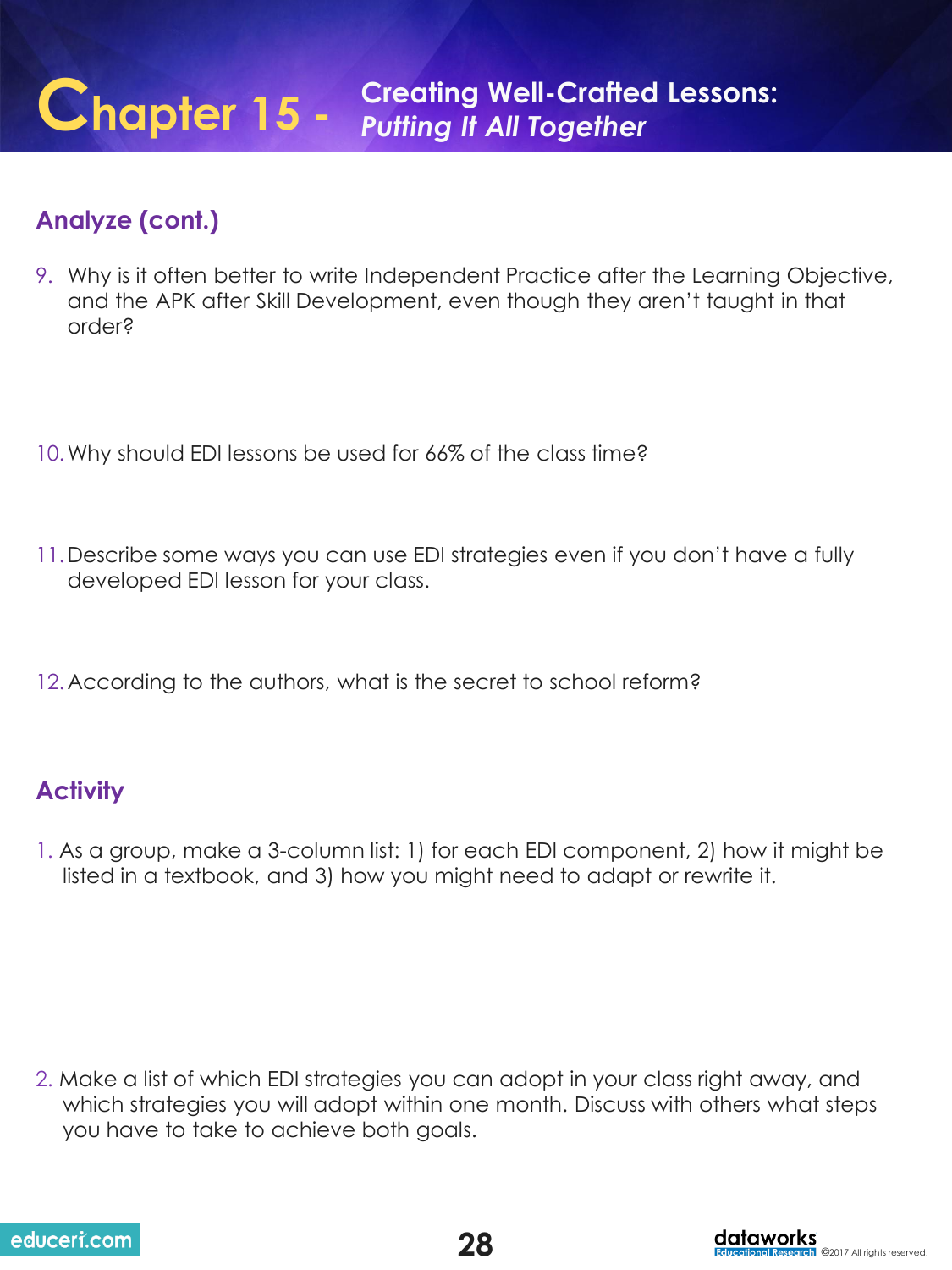# Chapter 15 - Creating Well-Crafted Lessons: *Putting It All Together*

## Analyze (cont.)

9. Why is it often better to write Independent Practice after the Learning Objective, and the APK after Skill Development, even though they aren't taught in that order?

10. Why should EDI lessons be used for 66% of the class time?

11. Describe some ways you can use EDI strategies even if you don't have a fully developed EDI lesson for your class.

12. According to the authors, what is the secret to school reform?

## Activity

1. As a group, make a 3-column list: 1) for each EDI component, 2) how it might be listed in a textbook, and 3) how you might need to adapt or rewrite it.

2. Make a list of which EDI strategies you can adopt in your class right away, and which strategies you will adopt within one month. Discuss with others what steps you have to take to achieve both goals.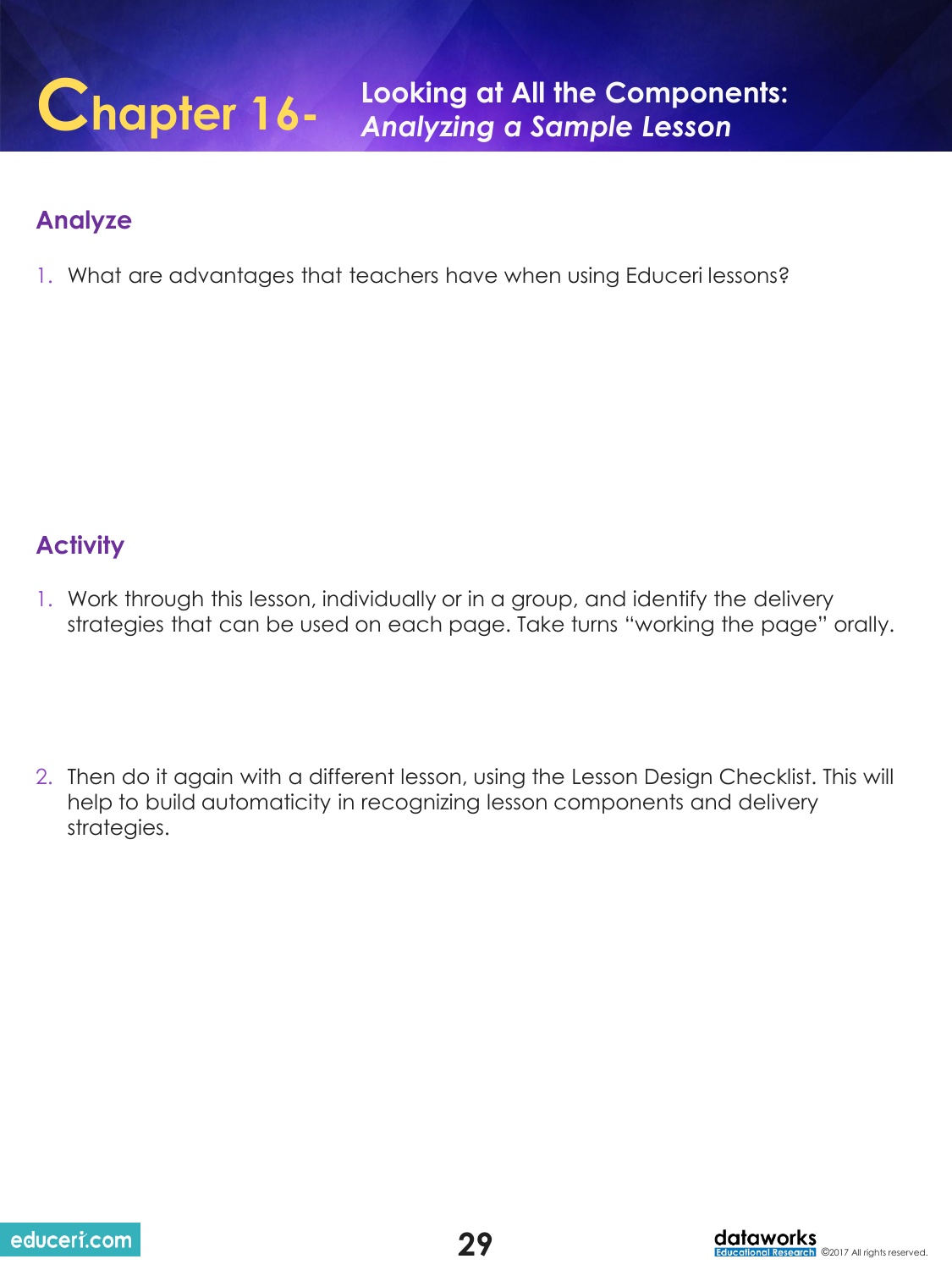# Chapter 16- Looking at All the Components: *Analyzing a Sample Lesson*

## Analyze

1. What are advantages that teachers have when using Educeri lessons?

## Activity

1. Work through this lesson, individually or in a group, and identify the delivery strategies that can be used on each page. Take turns "working the page" orally.

2. Then do it again with a different lesson, using the Lesson Design Checklist. This will help to build automaticity in recognizing lesson components and delivery strategies.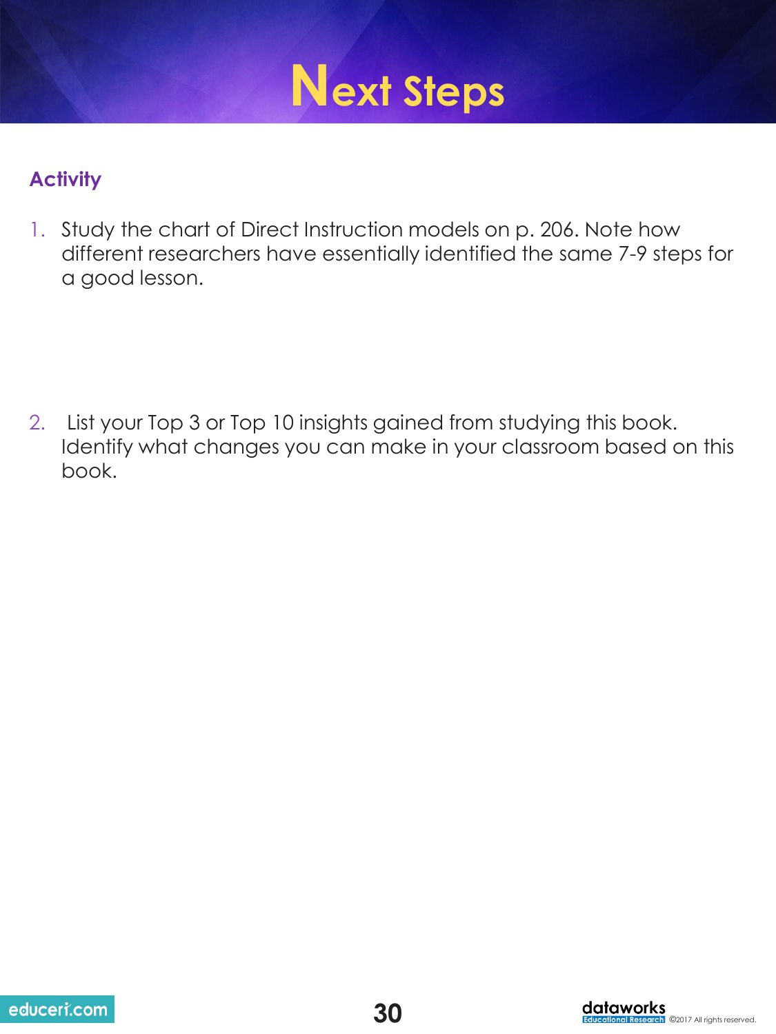# Next Steps

### Activity

1. Study the chart of Direct Instruction models on p. 206. Note how different researchers have essentially identified the same 7-9 steps for a good lesson.

2. List your Top 3 or Top 10 insights gained from studying this book. Identify what changes you can make in your classroom based on this book.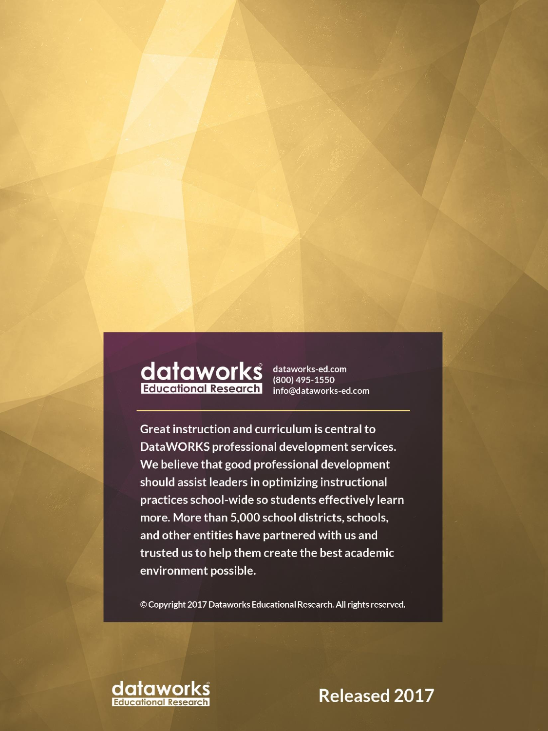**dataworks** Educational Research

dataworks-ed.com
(800) 495-1550
info@dataworks-ed.com

Great instruction and curriculum is central to DataWORKS professional development services. We believe that good professional development should assist leaders in optimizing instructional practices school-wide so students effectively learn more. More than 5,000 school districts, schools, and other entities have partnered with us and trusted us to help them create the best academic environment possible.

© Copyright 2017 Dataworks Educational Research. All rights reserved.

**dataworks** Educational Research

**Released 2017**